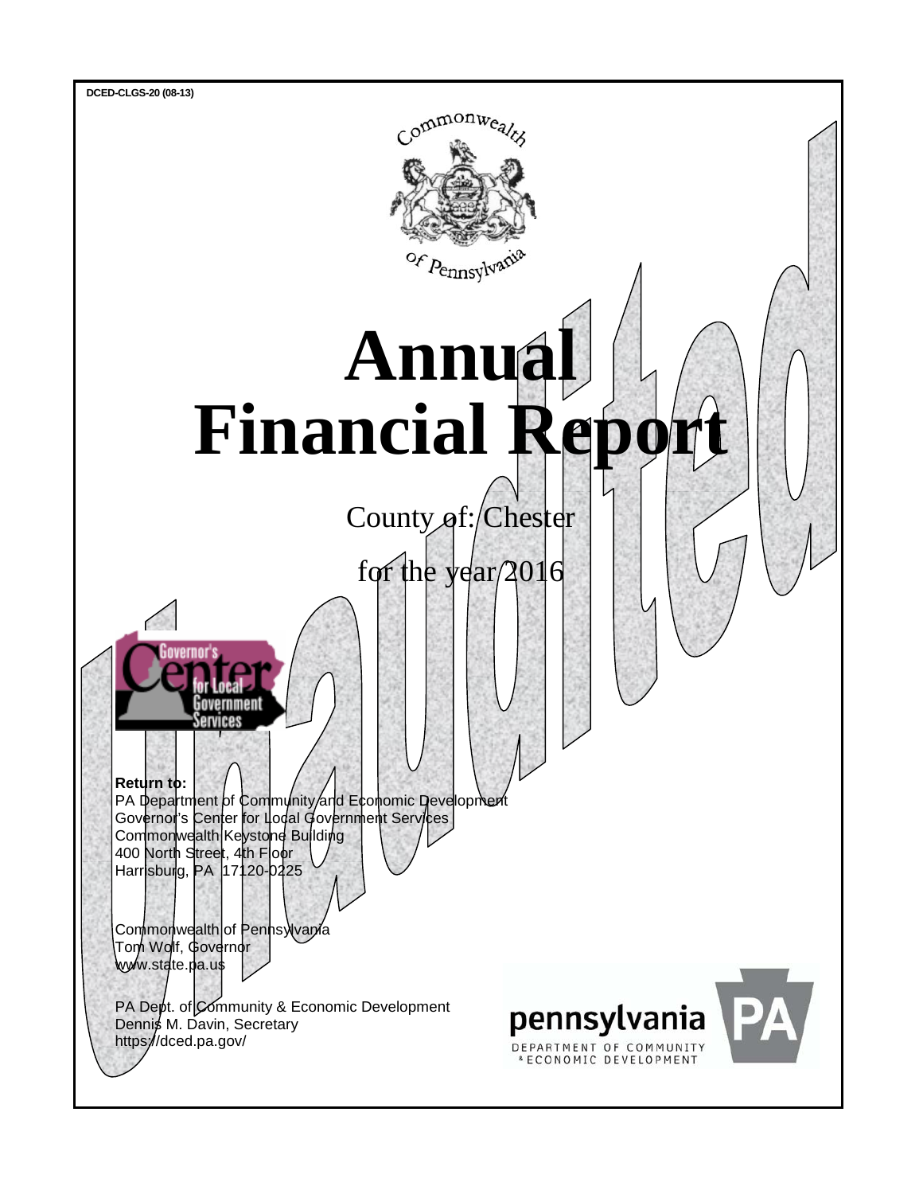DCED-CLGS-20 (08-13)

# Annual Financial Report

County of: Chester

for the year 2016

Unaudited

**Return to:**
PA Department of Community and Economic Development
Governor's Center for Local Government Services
Commonwealth Keystone Building
400 North Street, 4th Floor
Harrisburg, PA 17120-0225

Commonwealth of Pennsylvania
Tom Wolf, Governor
www.state.pa.us

PA Dept. of Community & Economic Development
Dennis M. Davin, Secretary
https://dced.pa.gov/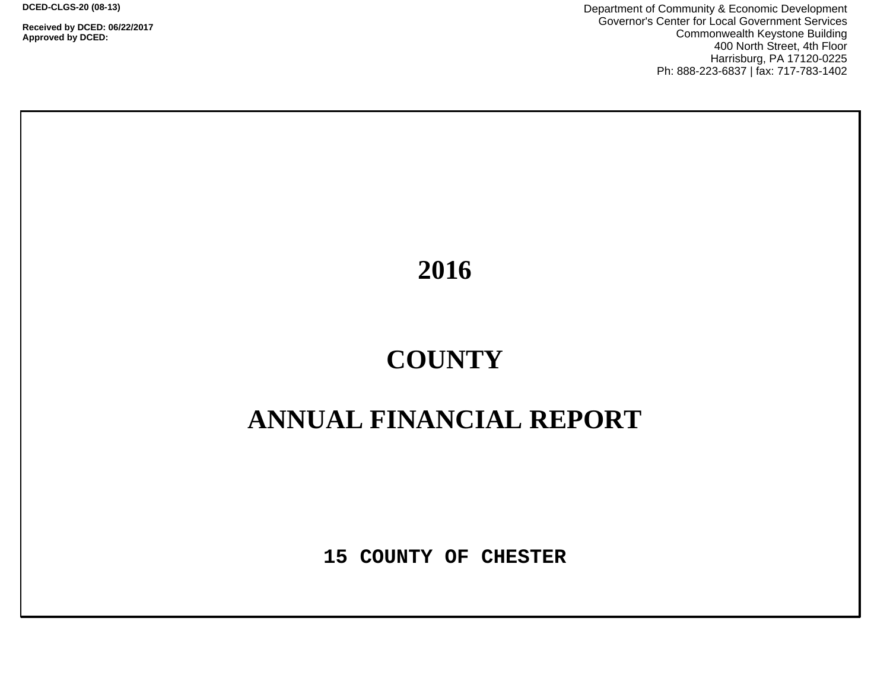DCED-CLGS-20 (08-13)

Received by DCED: 06/22/2017
Approved by DCED:

Department of Community & Economic Development
Governor's Center for Local Government Services
Commonwealth Keystone Building
400 North Street, 4th Floor
Harrisburg, PA 17120-0225
Ph: 888-223-6837 | fax: 717-783-1402

# 2016

# COUNTY

# ANNUAL FINANCIAL REPORT

**15 COUNTY OF CHESTER**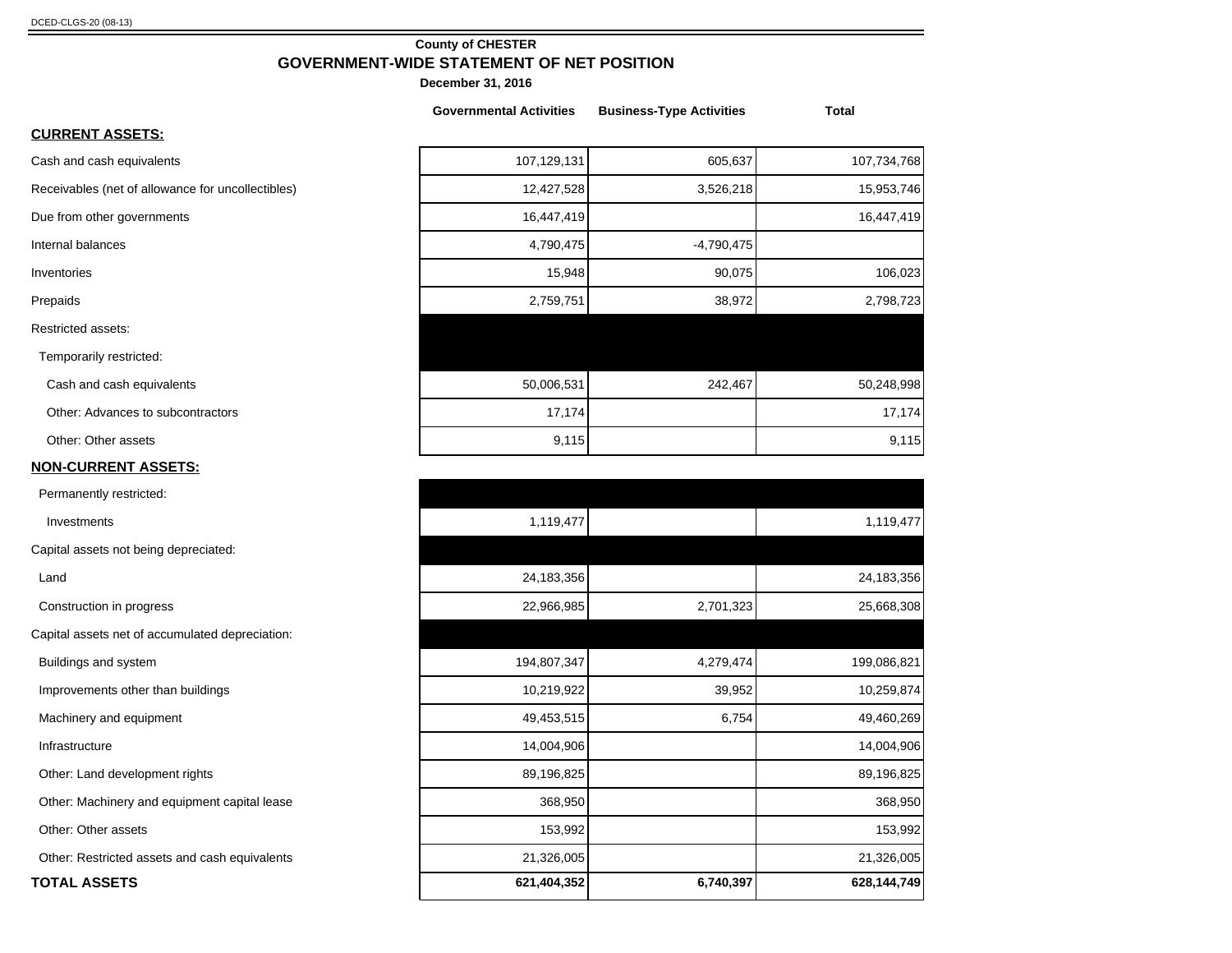DCED-CLGS-20 (08-13)

**County of CHESTER**

## GOVERNMENT-WIDE STATEMENT OF NET POSITION

**December 31, 2016**

| | Governmental Activities | Business-Type Activities | Total |
|---|---|---|---|
| **CURRENT ASSETS:** | | | |
| Cash and cash equivalents | 107,129,131 | 605,637 | 107,734,768 |
| Receivables (net of allowance for uncollectibles) | 12,427,528 | 3,526,218 | 15,953,746 |
| Due from other governments | 16,447,419 | | 16,447,419 |
| Internal balances | 4,790,475 | -4,790,475 | |
| Inventories | 15,948 | 90,075 | 106,023 |
| Prepaids | 2,759,751 | 38,972 | 2,798,723 |
| Restricted assets: | | | |
| Temporarily restricted: | | | |
| Cash and cash equivalents | 50,006,531 | 242,467 | 50,248,998 |
| Other: Advances to subcontractors | 17,174 | | 17,174 |
| Other: Other assets | 9,115 | | 9,115 |
| **NON-CURRENT ASSETS:** | | | |
| Permanently restricted: | | | |
| Investments | 1,119,477 | | 1,119,477 |
| Capital assets not being depreciated: | | | |
| Land | 24,183,356 | | 24,183,356 |
| Construction in progress | 22,966,985 | 2,701,323 | 25,668,308 |
| Capital assets net of accumulated depreciation: | | | |
| Buildings and system | 194,807,347 | 4,279,474 | 199,086,821 |
| Improvements other than buildings | 10,219,922 | 39,952 | 10,259,874 |
| Machinery and equipment | 49,453,515 | 6,754 | 49,460,269 |
| Infrastructure | 14,004,906 | | 14,004,906 |
| Other: Land development rights | 89,196,825 | | 89,196,825 |
| Other: Machinery and equipment capital lease | 368,950 | | 368,950 |
| Other: Other assets | 153,992 | | 153,992 |
| Other: Restricted assets and cash equivalents | 21,326,005 | | 21,326,005 |
| **TOTAL ASSETS** | **621,404,352** | **6,740,397** | **628,144,749** |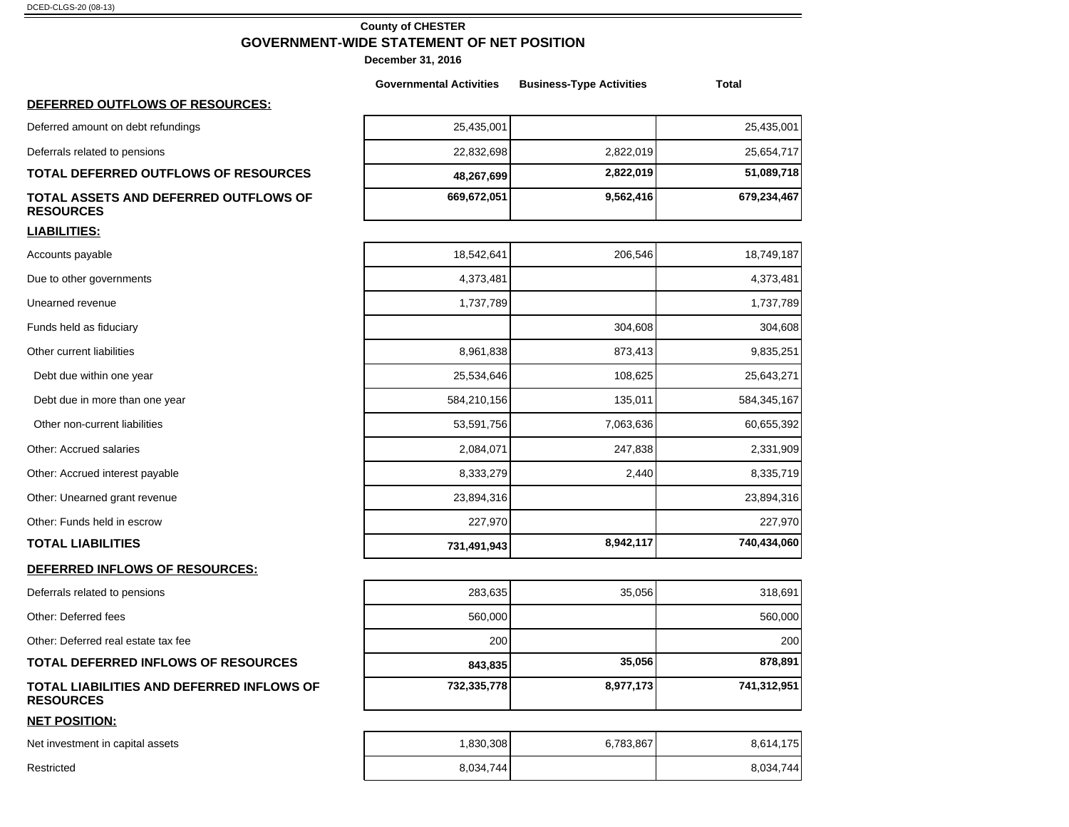DCED-CLGS-20 (08-13)

**County of CHESTER**

## GOVERNMENT-WIDE STATEMENT OF NET POSITION

**December 31, 2016**

| | Governmental Activities | Business-Type Activities | Total |
|---|---|---|---|
| **DEFERRED OUTFLOWS OF RESOURCES:** | | | |
| Deferred amount on debt refundings | 25,435,001 | | 25,435,001 |
| Deferrals related to pensions | 22,832,698 | 2,822,019 | 25,654,717 |
| **TOTAL DEFERRED OUTFLOWS OF RESOURCES** | **48,267,699** | **2,822,019** | **51,089,718** |
| **TOTAL ASSETS AND DEFERRED OUTFLOWS OF RESOURCES** | **669,672,051** | **9,562,416** | **679,234,467** |
| **LIABILITIES:** | | | |
| Accounts payable | 18,542,641 | 206,546 | 18,749,187 |
| Due to other governments | 4,373,481 | | 4,373,481 |
| Unearned revenue | 1,737,789 | | 1,737,789 |
| Funds held as fiduciary | | 304,608 | 304,608 |
| Other current liabilities | 8,961,838 | 873,413 | 9,835,251 |
| Debt due within one year | 25,534,646 | 108,625 | 25,643,271 |
| Debt due in more than one year | 584,210,156 | 135,011 | 584,345,167 |
| Other non-current liabilities | 53,591,756 | 7,063,636 | 60,655,392 |
| Other: Accrued salaries | 2,084,071 | 247,838 | 2,331,909 |
| Other: Accrued interest payable | 8,333,279 | 2,440 | 8,335,719 |
| Other: Unearned grant revenue | 23,894,316 | | 23,894,316 |
| Other: Funds held in escrow | 227,970 | | 227,970 |
| **TOTAL LIABILITIES** | **731,491,943** | **8,942,117** | **740,434,060** |
| **DEFERRED INFLOWS OF RESOURCES:** | | | |
| Deferrals related to pensions | 283,635 | 35,056 | 318,691 |
| Other: Deferred fees | 560,000 | | 560,000 |
| Other: Deferred real estate tax fee | 200 | | 200 |
| **TOTAL DEFERRED INFLOWS OF RESOURCES** | **843,835** | **35,056** | **878,891** |
| **TOTAL LIABILITIES AND DEFERRED INFLOWS OF RESOURCES** | **732,335,778** | **8,977,173** | **741,312,951** |
| **NET POSITION:** | | | |
| Net investment in capital assets | 1,830,308 | 6,783,867 | 8,614,175 |
| Restricted | 8,034,744 | | 8,034,744 |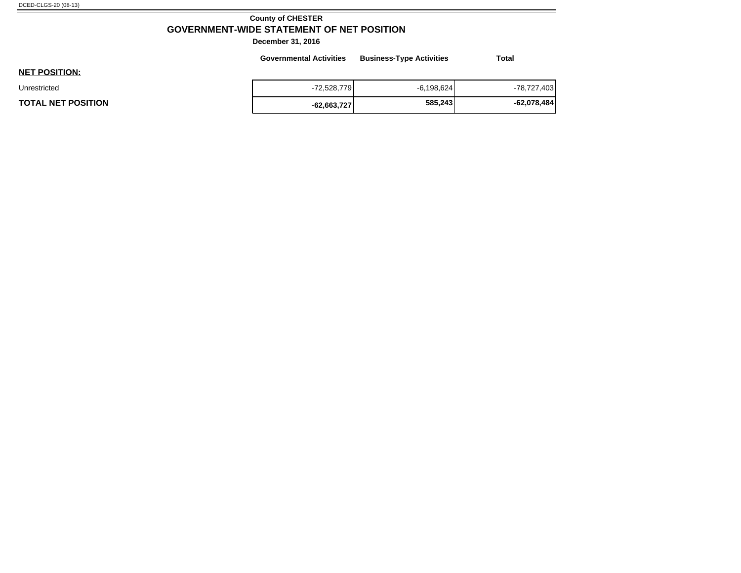**County of CHESTER**

## GOVERNMENT-WIDE STATEMENT OF NET POSITION

**December 31, 2016**

| | Governmental Activities | Business-Type Activities | Total |
|---|---|---|---|
| **NET POSITION:** | | | |
| Unrestricted | -72,528,779 | -6,198,624 | -78,727,403 |
| **TOTAL NET POSITION** | **-62,663,727** | **585,243** | **-62,078,484** |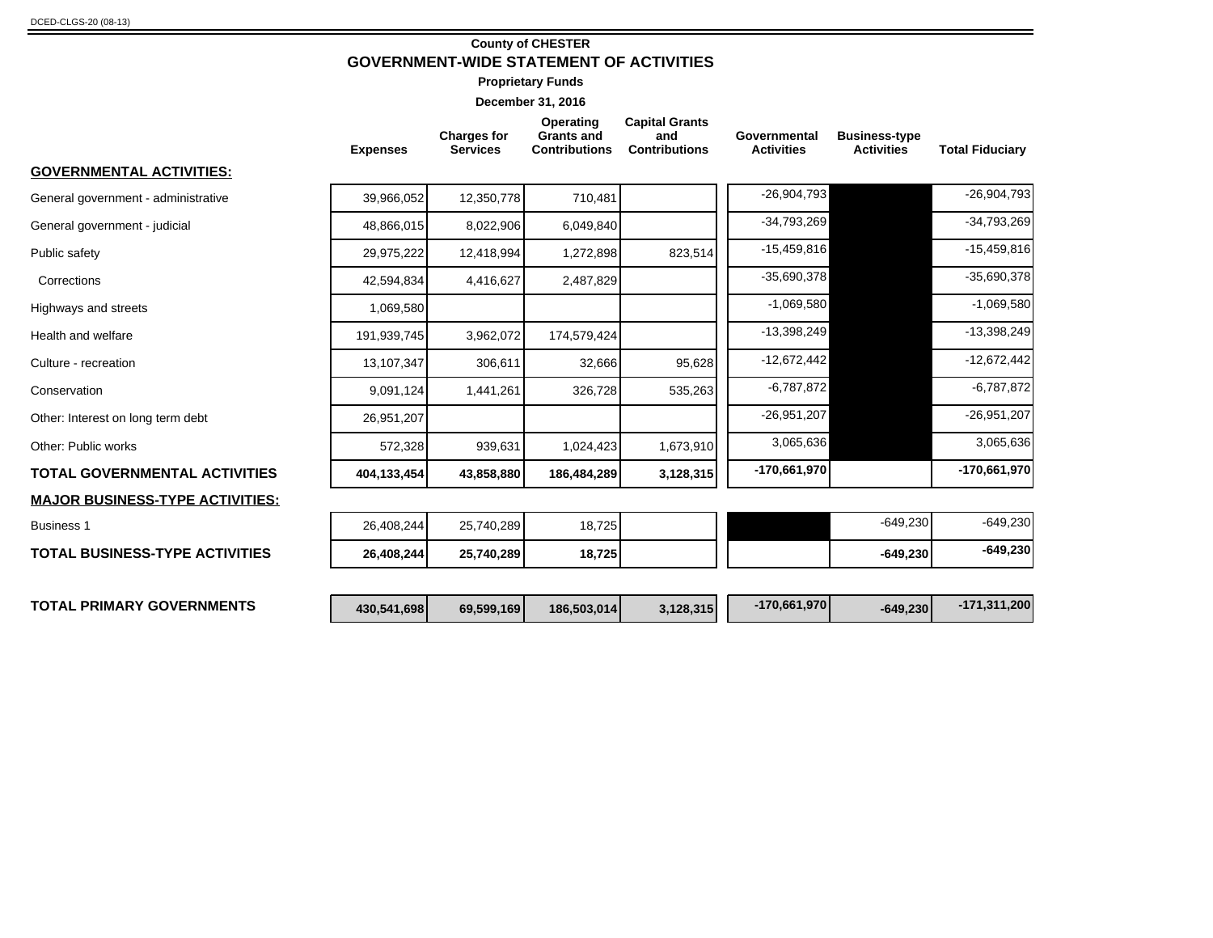DCED-CLGS-20 (08-13)

**County of CHESTER**

## GOVERNMENT-WIDE STATEMENT OF ACTIVITIES

**Proprietary Funds**

**December 31, 2016**

| | Expenses | Charges for Services | Operating Grants and Contributions | Capital Grants and Contributions | Governmental Activities | Business-type Activities | Total Fiduciary |
|---|---|---|---|---|---|---|---|
| **GOVERNMENTAL ACTIVITIES:** | | | | | | | |
| General government - administrative | 39,966,052 | 12,350,778 | 710,481 | | -26,904,793 | | -26,904,793 |
| General government - judicial | 48,866,015 | 8,022,906 | 6,049,840 | | -34,793,269 | | -34,793,269 |
| Public safety | 29,975,222 | 12,418,994 | 1,272,898 | 823,514 | -15,459,816 | | -15,459,816 |
| Corrections | 42,594,834 | 4,416,627 | 2,487,829 | | -35,690,378 | | -35,690,378 |
| Highways and streets | 1,069,580 | | | | -1,069,580 | | -1,069,580 |
| Health and welfare | 191,939,745 | 3,962,072 | 174,579,424 | | -13,398,249 | | -13,398,249 |
| Culture - recreation | 13,107,347 | 306,611 | 32,666 | 95,628 | -12,672,442 | | -12,672,442 |
| Conservation | 9,091,124 | 1,441,261 | 326,728 | 535,263 | -6,787,872 | | -6,787,872 |
| Other: Interest on long term debt | 26,951,207 | | | | -26,951,207 | | -26,951,207 |
| Other: Public works | 572,328 | 939,631 | 1,024,423 | 1,673,910 | 3,065,636 | | 3,065,636 |
| **TOTAL GOVERNMENTAL ACTIVITIES** | **404,133,454** | **43,858,880** | **186,484,289** | **3,128,315** | **-170,661,970** | | **-170,661,970** |
| **MAJOR BUSINESS-TYPE ACTIVITIES:** | | | | | | | |
| Business 1 | 26,408,244 | 25,740,289 | 18,725 | | | -649,230 | -649,230 |
| **TOTAL BUSINESS-TYPE ACTIVITIES** | **26,408,244** | **25,740,289** | **18,725** | | | **-649,230** | **-649,230** |
| **TOTAL PRIMARY GOVERNMENTS** | **430,541,698** | **69,599,169** | **186,503,014** | **3,128,315** | **-170,661,970** | **-649,230** | **-171,311,200** |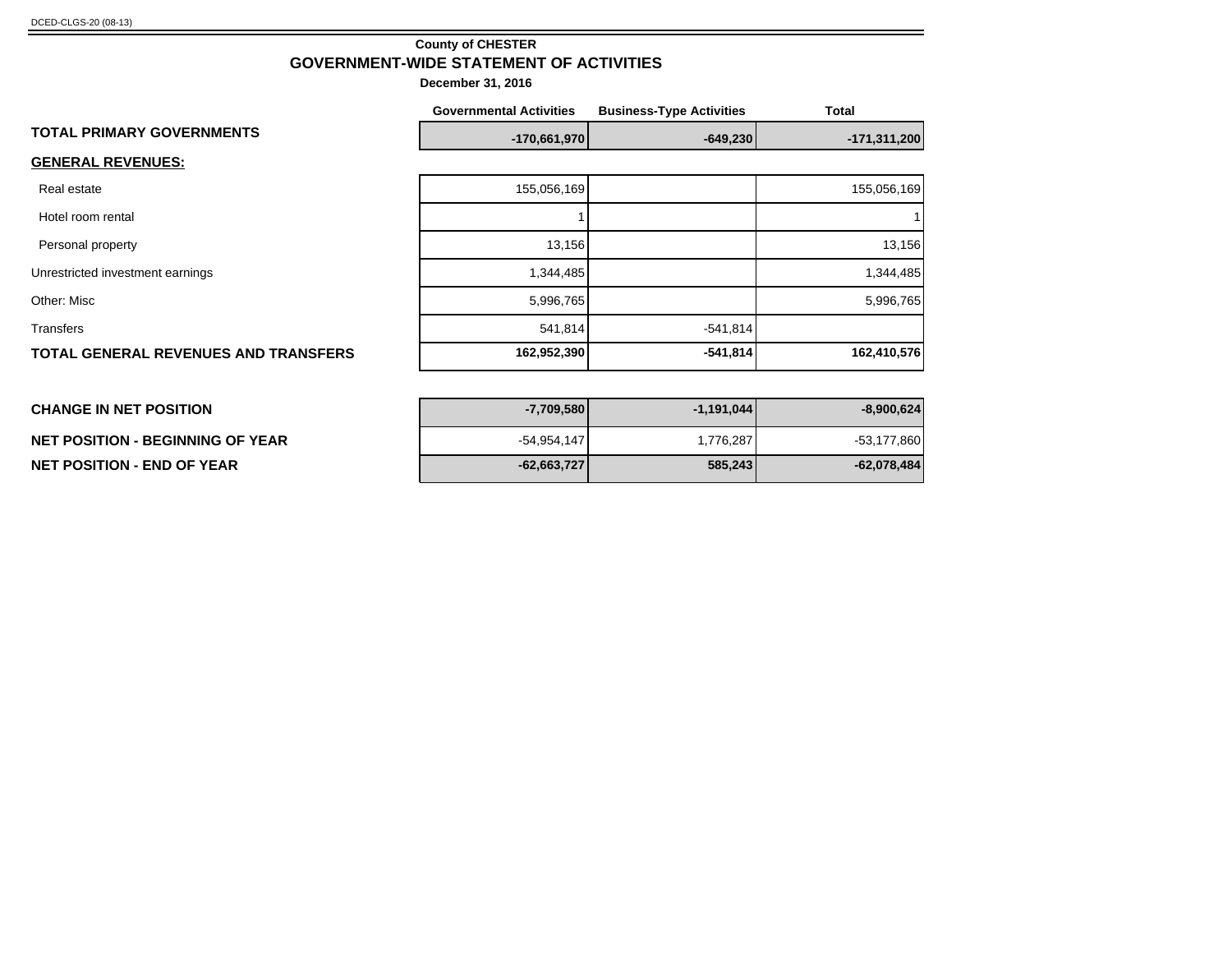DCED-CLGS-20 (08-13)

**County of CHESTER**

## GOVERNMENT-WIDE STATEMENT OF ACTIVITIES

**December 31, 2016**

| | Governmental Activities | Business-Type Activities | Total |
|---|---|---|---|
| **TOTAL PRIMARY GOVERNMENTS** | **-170,661,970** | **-649,230** | **-171,311,200** |
| **GENERAL REVENUES:** | | | |
| Real estate | 155,056,169 | | 155,056,169 |
| Hotel room rental | 1 | | 1 |
| Personal property | 13,156 | | 13,156 |
| Unrestricted investment earnings | 1,344,485 | | 1,344,485 |
| Other: Misc | 5,996,765 | | 5,996,765 |
| Transfers | 541,814 | -541,814 | |
| **TOTAL GENERAL REVENUES AND TRANSFERS** | **162,952,390** | **-541,814** | **162,410,576** |
| **CHANGE IN NET POSITION** | **-7,709,580** | **-1,191,044** | **-8,900,624** |
| **NET POSITION - BEGINNING OF YEAR** | -54,954,147 | 1,776,287 | -53,177,860 |
| **NET POSITION - END OF YEAR** | **-62,663,727** | **585,243** | **-62,078,484** |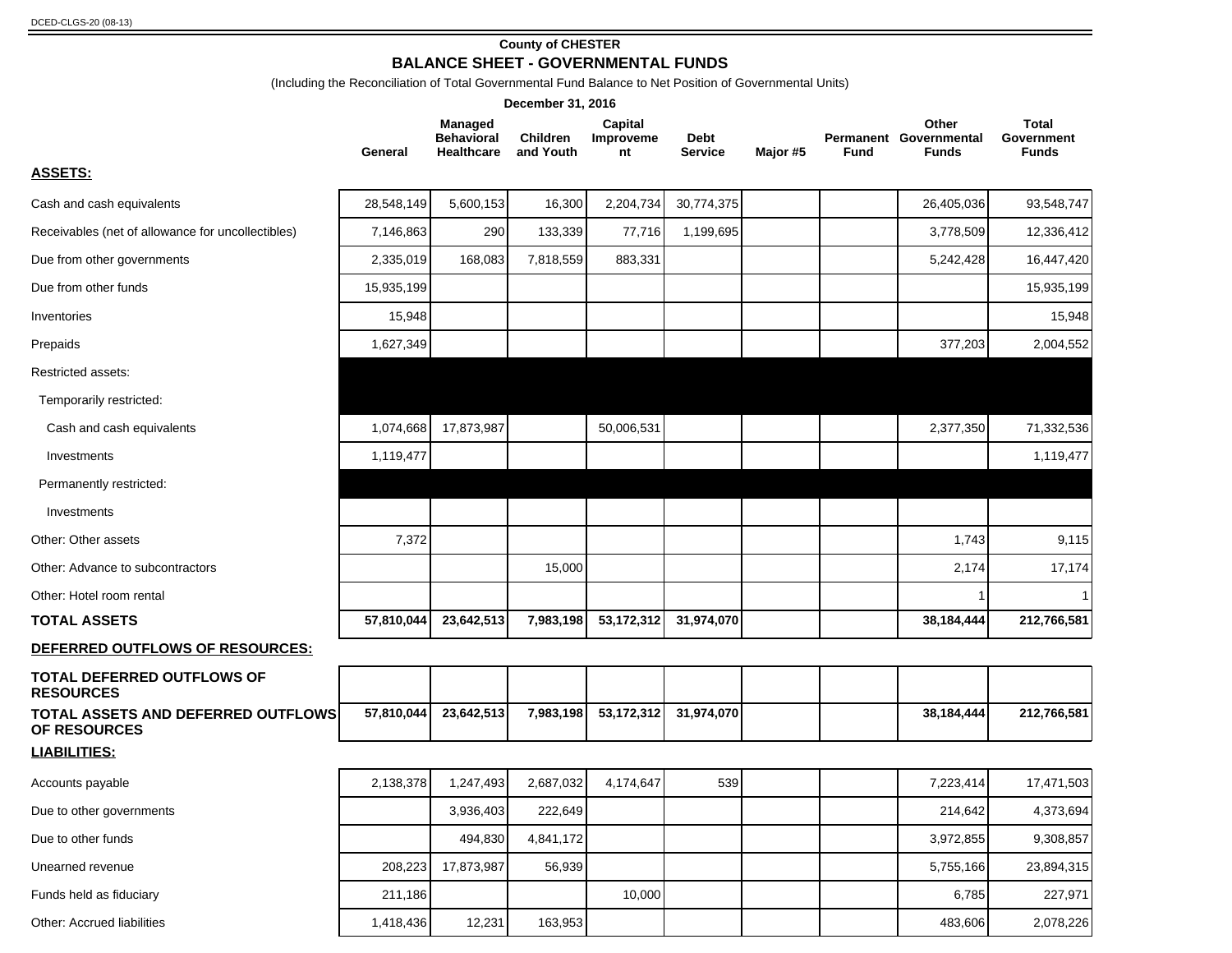DCED-CLGS-20 (08-13)

## County of CHESTER

### BALANCE SHEET - GOVERNMENTAL FUNDS

(Including the Reconciliation of Total Governmental Fund Balance to Net Position of Governmental Units)

December 31, 2016

| | General | Managed Behavioral Healthcare | Children and Youth | Capital Improvement | Debt Service | Major #5 | Permanent Fund | Other Governmental Funds | Total Government Funds |
|---|---|---|---|---|---|---|---|---|---|
| **ASSETS:** | | | | | | | | | |
| Cash and cash equivalents | 28,548,149 | 5,600,153 | 16,300 | 2,204,734 | 30,774,375 | | | 26,405,036 | 93,548,747 |
| Receivables (net of allowance for uncollectibles) | 7,146,863 | 290 | 133,339 | 77,716 | 1,199,695 | | | 3,778,509 | 12,336,412 |
| Due from other governments | 2,335,019 | 168,083 | 7,818,559 | 883,331 | | | | 5,242,428 | 16,447,420 |
| Due from other funds | 15,935,199 | | | | | | | | 15,935,199 |
| Inventories | 15,948 | | | | | | | | 15,948 |
| Prepaids | 1,627,349 | | | | | | | 377,203 | 2,004,552 |
| Restricted assets: | | | | | | | | | |
| Temporarily restricted: | | | | | | | | | |
| Cash and cash equivalents | 1,074,668 | 17,873,987 | | 50,006,531 | | | | 2,377,350 | 71,332,536 |
| Investments | 1,119,477 | | | | | | | | 1,119,477 |
| Permanently restricted: | | | | | | | | | |
| Investments | | | | | | | | | |
| Other: Other assets | 7,372 | | | | | | | 1,743 | 9,115 |
| Other: Advance to subcontractors | | | 15,000 | | | | | 2,174 | 17,174 |
| Other: Hotel room rental | | | | | | | | 1 | 1 |
| **TOTAL ASSETS** | **57,810,044** | **23,642,513** | **7,983,198** | **53,172,312** | **31,974,070** | | | **38,184,444** | **212,766,581** |
| **DEFERRED OUTFLOWS OF RESOURCES:** | | | | | | | | | |
| **TOTAL DEFERRED OUTFLOWS OF RESOURCES** | | | | | | | | | |
| **TOTAL ASSETS AND DEFERRED OUTFLOWS OF RESOURCES** | **57,810,044** | **23,642,513** | **7,983,198** | **53,172,312** | **31,974,070** | | | **38,184,444** | **212,766,581** |
| **LIABILITIES:** | | | | | | | | | |
| Accounts payable | 2,138,378 | 1,247,493 | 2,687,032 | 4,174,647 | 539 | | | 7,223,414 | 17,471,503 |
| Due to other governments | | 3,936,403 | 222,649 | | | | | 214,642 | 4,373,694 |
| Due to other funds | | 494,830 | 4,841,172 | | | | | 3,972,855 | 9,308,857 |
| Unearned revenue | 208,223 | 17,873,987 | 56,939 | | | | | 5,755,166 | 23,894,315 |
| Funds held as fiduciary | 211,186 | | | 10,000 | | | | 6,785 | 227,971 |
| Other: Accrued liabilities | 1,418,436 | 12,231 | 163,953 | | | | | 483,606 | 2,078,226 |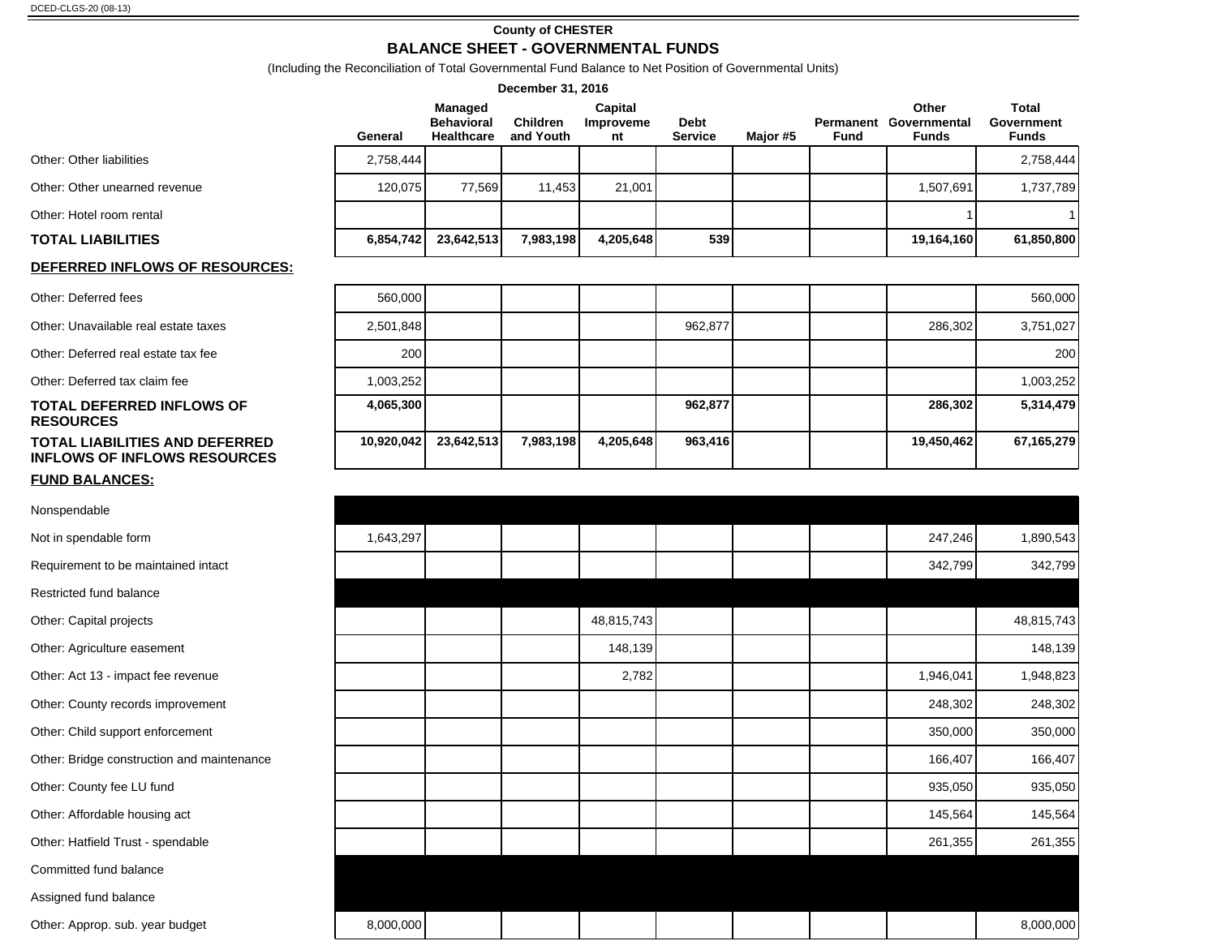DCED-CLGS-20 (08-13)

## County of CHESTER

## BALANCE SHEET - GOVERNMENTAL FUNDS

(Including the Reconciliation of Total Governmental Fund Balance to Net Position of Governmental Units)

**December 31, 2016**

| | General | Managed Behavioral Healthcare | Children and Youth | Capital Improvement | Debt Service | Major #5 | Permanent Fund | Other Governmental Funds | Total Government Funds |
|---|---|---|---|---|---|---|---|---|---|
| Other: Other liabilities | 2,758,444 | | | | | | | | 2,758,444 |
| Other: Other unearned revenue | 120,075 | 77,569 | 11,453 | 21,001 | | | | 1,507,691 | 1,737,789 |
| Other: Hotel room rental | | | | | | | | 1 | 1 |
| **TOTAL LIABILITIES** | **6,854,742** | **23,642,513** | **7,983,198** | **4,205,648** | **539** | | | **19,164,160** | **61,850,800** |
| **DEFERRED INFLOWS OF RESOURCES:** | | | | | | | | | |
| Other: Deferred fees | 560,000 | | | | | | | | 560,000 |
| Other: Unavailable real estate taxes | 2,501,848 | | | | 962,877 | | | 286,302 | 3,751,027 |
| Other: Deferred real estate tax fee | 200 | | | | | | | | 200 |
| Other: Deferred tax claim fee | 1,003,252 | | | | | | | | 1,003,252 |
| **TOTAL DEFERRED INFLOWS OF RESOURCES** | **4,065,300** | | | | **962,877** | | | **286,302** | **5,314,479** |
| **TOTAL LIABILITIES AND DEFERRED INFLOWS OF INFLOWS RESOURCES** | **10,920,042** | **23,642,513** | **7,983,198** | **4,205,648** | **963,416** | | | **19,450,462** | **67,165,279** |
| **FUND BALANCES:** | | | | | | | | | |
| Nonspendable | | | | | | | | | |
| Not in spendable form | 1,643,297 | | | | | | | 247,246 | 1,890,543 |
| Requirement to be maintained intact | | | | | | | | 342,799 | 342,799 |
| Restricted fund balance | | | | | | | | | |
| Other: Capital projects | | | | 48,815,743 | | | | | 48,815,743 |
| Other: Agriculture easement | | | | 148,139 | | | | | 148,139 |
| Other: Act 13 - impact fee revenue | | | | 2,782 | | | | 1,946,041 | 1,948,823 |
| Other: County records improvement | | | | | | | | 248,302 | 248,302 |
| Other: Child support enforcement | | | | | | | | 350,000 | 350,000 |
| Other: Bridge construction and maintenance | | | | | | | | 166,407 | 166,407 |
| Other: County fee LU fund | | | | | | | | 935,050 | 935,050 |
| Other: Affordable housing act | | | | | | | | 145,564 | 145,564 |
| Other: Hatfield Trust - spendable | | | | | | | | 261,355 | 261,355 |
| Committed fund balance | | | | | | | | | |
| Assigned fund balance | | | | | | | | | |
| Other: Approp. sub. year budget | 8,000,000 | | | | | | | | 8,000,000 |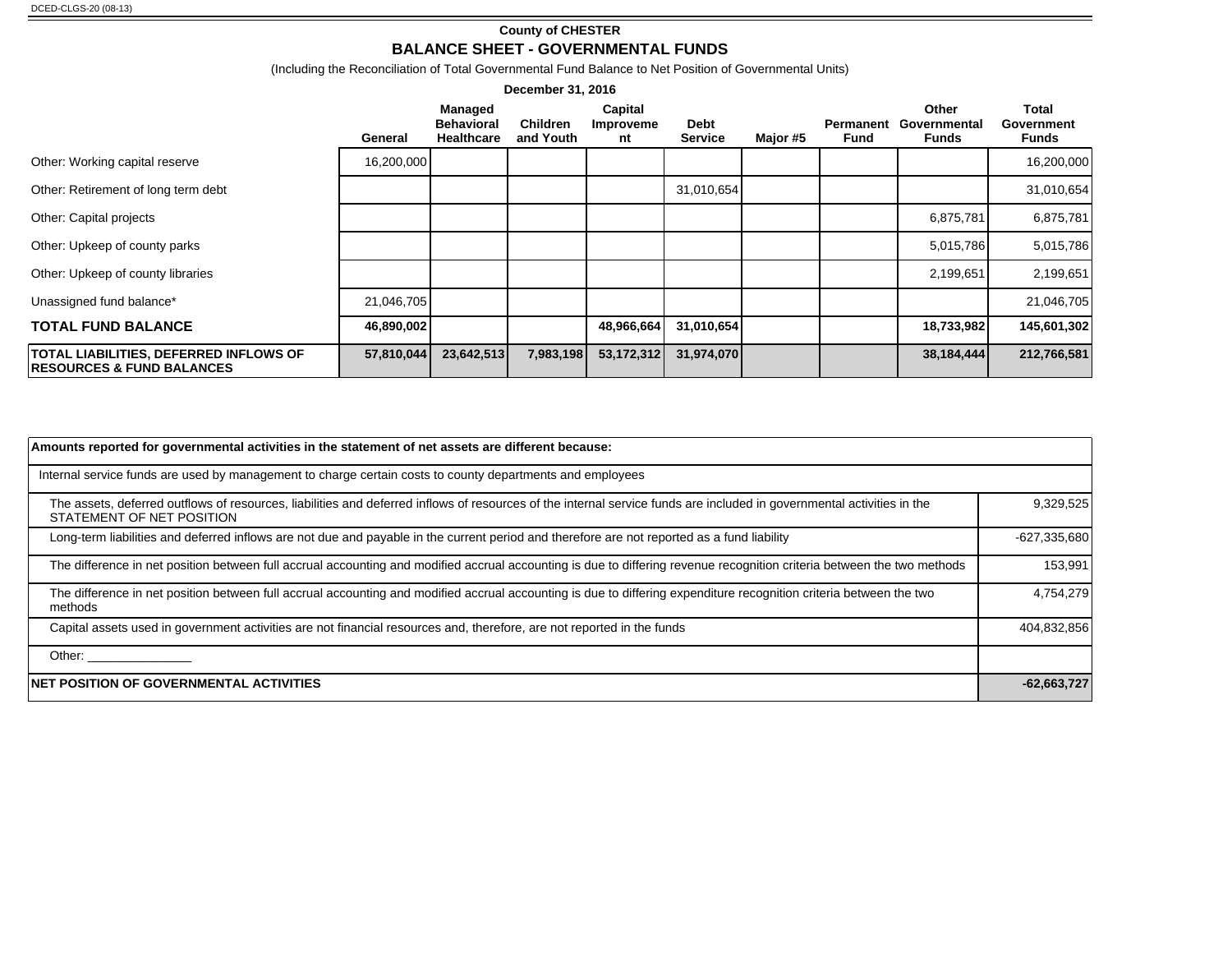DCED-CLGS-20 (08-13)

**County of CHESTER**

## BALANCE SHEET - GOVERNMENTAL FUNDS

(Including the Reconciliation of Total Governmental Fund Balance to Net Position of Governmental Units)

**December 31, 2016**

| | General | Managed Behavioral Healthcare | Children and Youth | Capital Improvement | Debt Service | Major #5 | Permanent Fund | Other Governmental Funds | Total Government Funds |
|---|---|---|---|---|---|---|---|---|---|
| Other: Working capital reserve | 16,200,000 | | | | | | | | 16,200,000 |
| Other: Retirement of long term debt | | | | | 31,010,654 | | | | 31,010,654 |
| Other: Capital projects | | | | | | | | 6,875,781 | 6,875,781 |
| Other: Upkeep of county parks | | | | | | | | 5,015,786 | 5,015,786 |
| Other: Upkeep of county libraries | | | | | | | | 2,199,651 | 2,199,651 |
| Unassigned fund balance* | 21,046,705 | | | | | | | | 21,046,705 |
| **TOTAL FUND BALANCE** | **46,890,002** | | | **48,966,664** | **31,010,654** | | | **18,733,982** | **145,601,302** |
| **TOTAL LIABILITIES, DEFERRED INFLOWS OF RESOURCES & FUND BALANCES** | **57,810,044** | **23,642,513** | **7,983,198** | **53,172,312** | **31,974,070** | | | **38,184,444** | **212,766,581** |

| **Amounts reported for governmental activities in the statement of net assets are different because:** | |
|---|---|
| Internal service funds are used by management to charge certain costs to county departments and employees | |
| The assets, deferred outflows of resources, liabilities and deferred inflows of resources of the internal service funds are included in governmental activities in the STATEMENT OF NET POSITION | 9,329,525 |
| Long-term liabilities and deferred inflows are not due and payable in the current period and therefore are not reported as a fund liability | -627,335,680 |
| The difference in net position between full accrual accounting and modified accrual accounting is due to differing revenue recognition criteria between the two methods | 153,991 |
| The difference in net position between full accrual accounting and modified accrual accounting is due to differing expenditure recognition criteria between the two methods | 4,754,279 |
| Capital assets used in government activities are not financial resources and, therefore, are not reported in the funds | 404,832,856 |
| Other: ______________ | |
| **NET POSITION OF GOVERNMENTAL ACTIVITIES** | **-62,663,727** |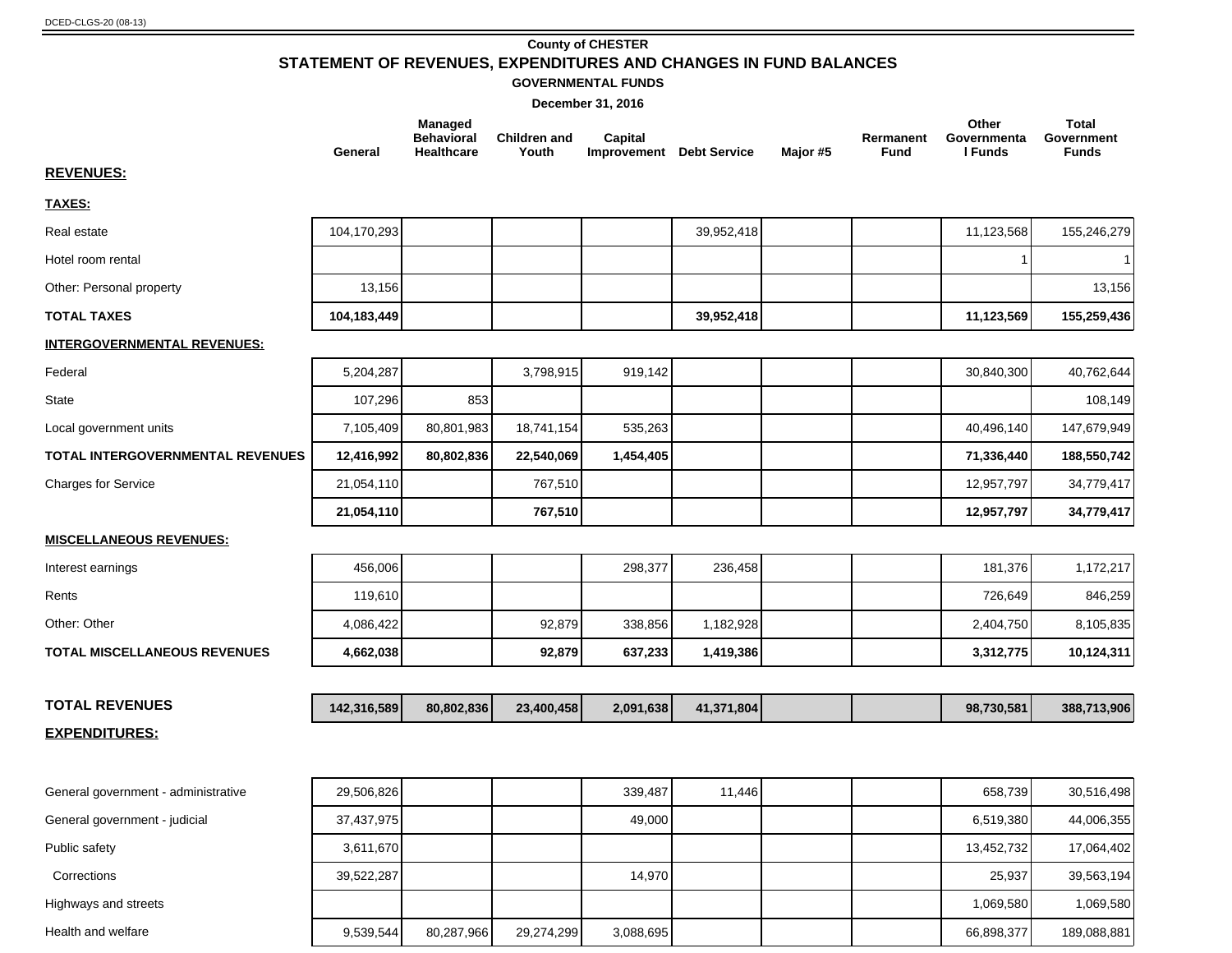DCED-CLGS-20 (08-13)

**County of CHESTER**

## STATEMENT OF REVENUES, EXPENDITURES AND CHANGES IN FUND BALANCES

**GOVERNMENTAL FUNDS**

**December 31, 2016**

| | General | Managed Behavioral Healthcare | Children and Youth | Capital Improvement | Debt Service | Major #5 | Rermanent Fund | Other Governmental Funds | Total Government Funds |
|---|---|---|---|---|---|---|---|---|---|
| **REVENUES:** | | | | | | | | | |
| **TAXES:** | | | | | | | | | |
| Real estate | 104,170,293 | | | | 39,952,418 | | | 11,123,568 | 155,246,279 |
| Hotel room rental | | | | | | | | 1 | 1 |
| Other: Personal property | 13,156 | | | | | | | | 13,156 |
| **TOTAL TAXES** | **104,183,449** | | | | **39,952,418** | | | **11,123,569** | **155,259,436** |
| **INTERGOVERNMENTAL REVENUES:** | | | | | | | | | |
| Federal | 5,204,287 | | 3,798,915 | 919,142 | | | | 30,840,300 | 40,762,644 |
| State | 107,296 | 853 | | | | | | | 108,149 |
| Local government units | 7,105,409 | 80,801,983 | 18,741,154 | 535,263 | | | | 40,496,140 | 147,679,949 |
| **TOTAL INTERGOVERNMENTAL REVENUES** | **12,416,992** | **80,802,836** | **22,540,069** | **1,454,405** | | | | **71,336,440** | **188,550,742** |
| Charges for Service | 21,054,110 | | 767,510 | | | | | 12,957,797 | 34,779,417 |
| | **21,054,110** | | **767,510** | | | | | **12,957,797** | **34,779,417** |
| **MISCELLANEOUS REVENUES:** | | | | | | | | | |
| Interest earnings | 456,006 | | | 298,377 | 236,458 | | | 181,376 | 1,172,217 |
| Rents | 119,610 | | | | | | | 726,649 | 846,259 |
| Other: Other | 4,086,422 | | 92,879 | 338,856 | 1,182,928 | | | 2,404,750 | 8,105,835 |
| **TOTAL MISCELLANEOUS REVENUES** | **4,662,038** | | **92,879** | **637,233** | **1,419,386** | | | **3,312,775** | **10,124,311** |
| **TOTAL REVENUES** | **142,316,589** | **80,802,836** | **23,400,458** | **2,091,638** | **41,371,804** | | | **98,730,581** | **388,713,906** |
| **EXPENDITURES:** | | | | | | | | | |
| General government - administrative | 29,506,826 | | | 339,487 | 11,446 | | | 658,739 | 30,516,498 |
| General government - judicial | 37,437,975 | | | 49,000 | | | | 6,519,380 | 44,006,355 |
| Public safety | 3,611,670 | | | | | | | 13,452,732 | 17,064,402 |
| Corrections | 39,522,287 | | | 14,970 | | | | 25,937 | 39,563,194 |
| Highways and streets | | | | | | | | 1,069,580 | 1,069,580 |
| Health and welfare | 9,539,544 | 80,287,966 | 29,274,299 | 3,088,695 | | | | 66,898,377 | 189,088,881 |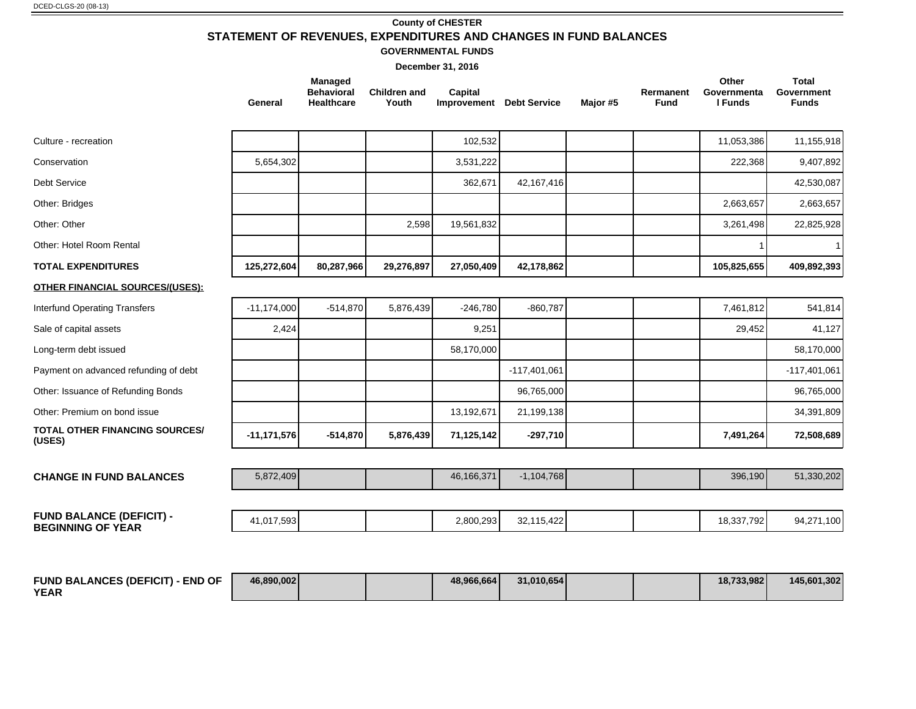DCED-CLGS-20 (08-13)

**County of CHESTER**

## STATEMENT OF REVENUES, EXPENDITURES AND CHANGES IN FUND BALANCES

**GOVERNMENTAL FUNDS**

**December 31, 2016**

| | General | Managed Behavioral Healthcare | Children and Youth | Capital Improvement | Debt Service | Major #5 | Rermanent Fund | Other Governmental Funds | Total Government Funds |
|---|---|---|---|---|---|---|---|---|---|
| Culture - recreation | | | | 102,532 | | | | 11,053,386 | 11,155,918 |
| Conservation | 5,654,302 | | | 3,531,222 | | | | 222,368 | 9,407,892 |
| Debt Service | | | | 362,671 | 42,167,416 | | | | 42,530,087 |
| Other: Bridges | | | | | | | | 2,663,657 | 2,663,657 |
| Other: Other | | | 2,598 | 19,561,832 | | | | 3,261,498 | 22,825,928 |
| Other: Hotel Room Rental | | | | | | | | 1 | 1 |
| **TOTAL EXPENDITURES** | **125,272,604** | **80,287,966** | **29,276,897** | **27,050,409** | **42,178,862** | | | **105,825,655** | **409,892,393** |
| **OTHER FINANCIAL SOURCES/(USES):** | | | | | | | | | |
| Interfund Operating Transfers | -11,174,000 | -514,870 | 5,876,439 | -246,780 | -860,787 | | | 7,461,812 | 541,814 |
| Sale of capital assets | 2,424 | | | 9,251 | | | | 29,452 | 41,127 |
| Long-term debt issued | | | | 58,170,000 | | | | | 58,170,000 |
| Payment on advanced refunding of debt | | | | | -117,401,061 | | | | -117,401,061 |
| Other: Issuance of Refunding Bonds | | | | | 96,765,000 | | | | 96,765,000 |
| Other: Premium on bond issue | | | | 13,192,671 | 21,199,138 | | | | 34,391,809 |
| **TOTAL OTHER FINANCING SOURCES/ (USES)** | **-11,171,576** | **-514,870** | **5,876,439** | **71,125,142** | **-297,710** | | | **7,491,264** | **72,508,689** |
| **CHANGE IN FUND BALANCES** | 5,872,409 | | | 46,166,371 | -1,104,768 | | | 396,190 | 51,330,202 |
| **FUND BALANCE (DEFICIT) - BEGINNING OF YEAR** | 41,017,593 | | | 2,800,293 | 32,115,422 | | | 18,337,792 | 94,271,100 |
| **FUND BALANCES (DEFICIT) - END OF YEAR** | **46,890,002** | | | **48,966,664** | **31,010,654** | | | **18,733,982** | **145,601,302** |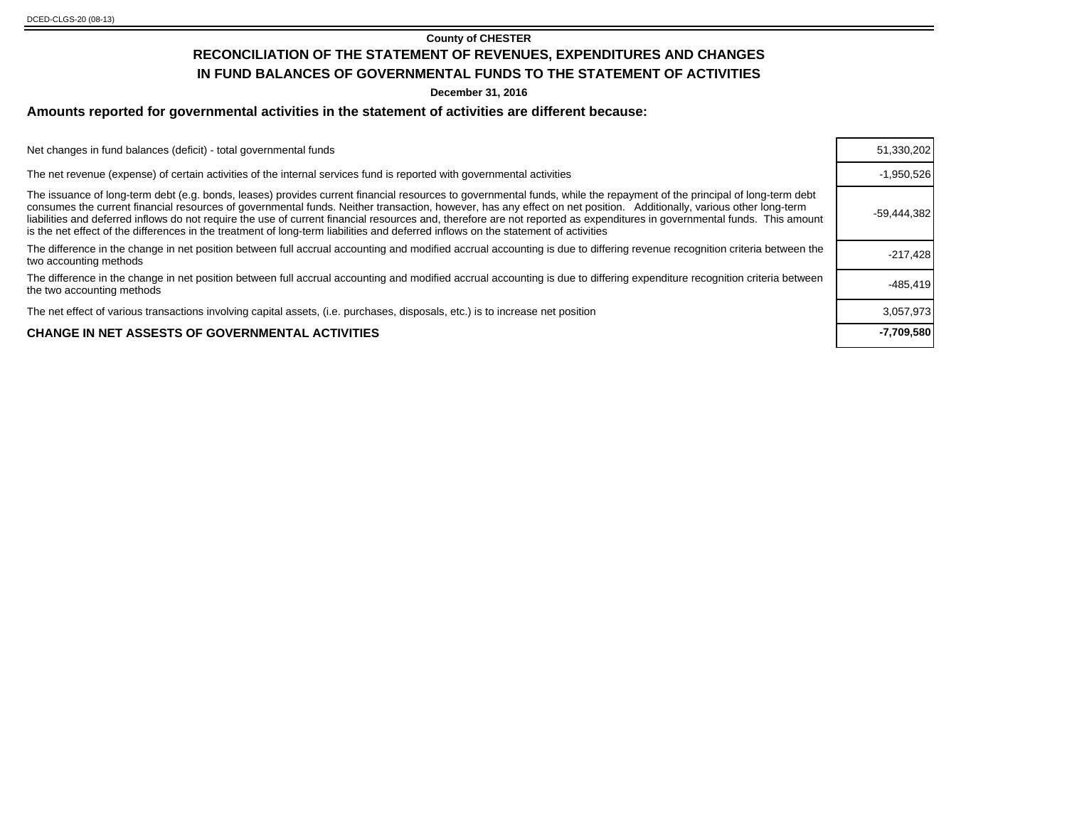DCED-CLGS-20 (08-13)

**County of CHESTER**

## RECONCILIATION OF THE STATEMENT OF REVENUES, EXPENDITURES AND CHANGES IN FUND BALANCES OF GOVERNMENTAL FUNDS TO THE STATEMENT OF ACTIVITIES

**December 31, 2016**

### Amounts reported for governmental activities in the statement of activities are different because:

| | |
|---|---|
| Net changes in fund balances (deficit) - total governmental funds | 51,330,202 |
| The net revenue (expense) of certain activities of the internal services fund is reported with governmental activities | -1,950,526 |
| The issuance of long-term debt (e.g. bonds, leases) provides current financial resources to governmental funds, while the repayment of the principal of long-term debt consumes the current financial resources of governmental funds. Neither transaction, however, has any effect on net position. Additionally, various other long-term liabilities and deferred inflows do not require the use of current financial resources and, therefore are not reported as expenditures in governmental funds. This amount is the net effect of the differences in the treatment of long-term liabilities and deferred inflows on the statement of activities | -59,444,382 |
| The difference in the change in net position between full accrual accounting and modified accrual accounting is due to differing revenue recognition criteria between the two accounting methods | -217,428 |
| The difference in the change in net position between full accrual accounting and modified accrual accounting is due to differing expenditure recognition criteria between the two accounting methods | -485,419 |
| The net effect of various transactions involving capital assets, (i.e. purchases, disposals, etc.) is to increase net position | 3,057,973 |
| **CHANGE IN NET ASSESTS OF GOVERNMENTAL ACTIVITIES** | **-7,709,580** |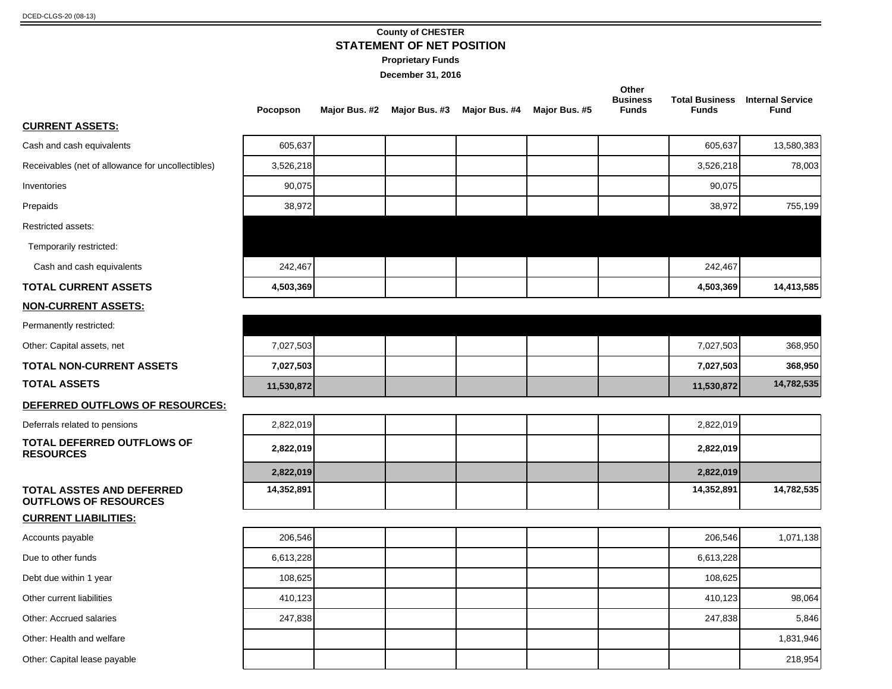DCED-CLGS-20 (08-13)

**County of CHESTER**

## STATEMENT OF NET POSITION

**Proprietary Funds**

**December 31, 2016**

| | Pocopson | Major Bus. #2 | Major Bus. #3 | Major Bus. #4 | Major Bus. #5 | Other Business Funds | Total Business Funds | Internal Service Fund |
|---|---|---|---|---|---|---|---|---|
| **CURRENT ASSETS:** | | | | | | | | |
| Cash and cash equivalents | 605,637 | | | | | | 605,637 | 13,580,383 |
| Receivables (net of allowance for uncollectibles) | 3,526,218 | | | | | | 3,526,218 | 78,003 |
| Inventories | 90,075 | | | | | | 90,075 | |
| Prepaids | 38,972 | | | | | | 38,972 | 755,199 |
| Restricted assets: | | | | | | | | |
| Temporarily restricted: | | | | | | | | |
| Cash and cash equivalents | 242,467 | | | | | | 242,467 | |
| **TOTAL CURRENT ASSETS** | **4,503,369** | | | | | | **4,503,369** | **14,413,585** |
| **NON-CURRENT ASSETS:** | | | | | | | | |
| Permanently restricted: | | | | | | | | |
| Other: Capital assets, net | 7,027,503 | | | | | | 7,027,503 | 368,950 |
| **TOTAL NON-CURRENT ASSETS** | **7,027,503** | | | | | | **7,027,503** | **368,950** |
| **TOTAL ASSETS** | **11,530,872** | | | | | | **11,530,872** | **14,782,535** |
| **DEFERRED OUTFLOWS OF RESOURCES:** | | | | | | | | |
| Deferrals related to pensions | 2,822,019 | | | | | | 2,822,019 | |
| **TOTAL DEFERRED OUTFLOWS OF RESOURCES** | **2,822,019** | | | | | | **2,822,019** | |
| | **2,822,019** | | | | | | **2,822,019** | |
| **TOTAL ASSTES AND DEFERRED OUTFLOWS OF RESOURCES** | **14,352,891** | | | | | | **14,352,891** | **14,782,535** |
| **CURRENT LIABILITIES:** | | | | | | | | |
| Accounts payable | 206,546 | | | | | | 206,546 | 1,071,138 |
| Due to other funds | 6,613,228 | | | | | | 6,613,228 | |
| Debt due within 1 year | 108,625 | | | | | | 108,625 | |
| Other current liabilities | 410,123 | | | | | | 410,123 | 98,064 |
| Other: Accrued salaries | 247,838 | | | | | | 247,838 | 5,846 |
| Other: Health and welfare | | | | | | | | 1,831,946 |
| Other: Capital lease payable | | | | | | | | 218,954 |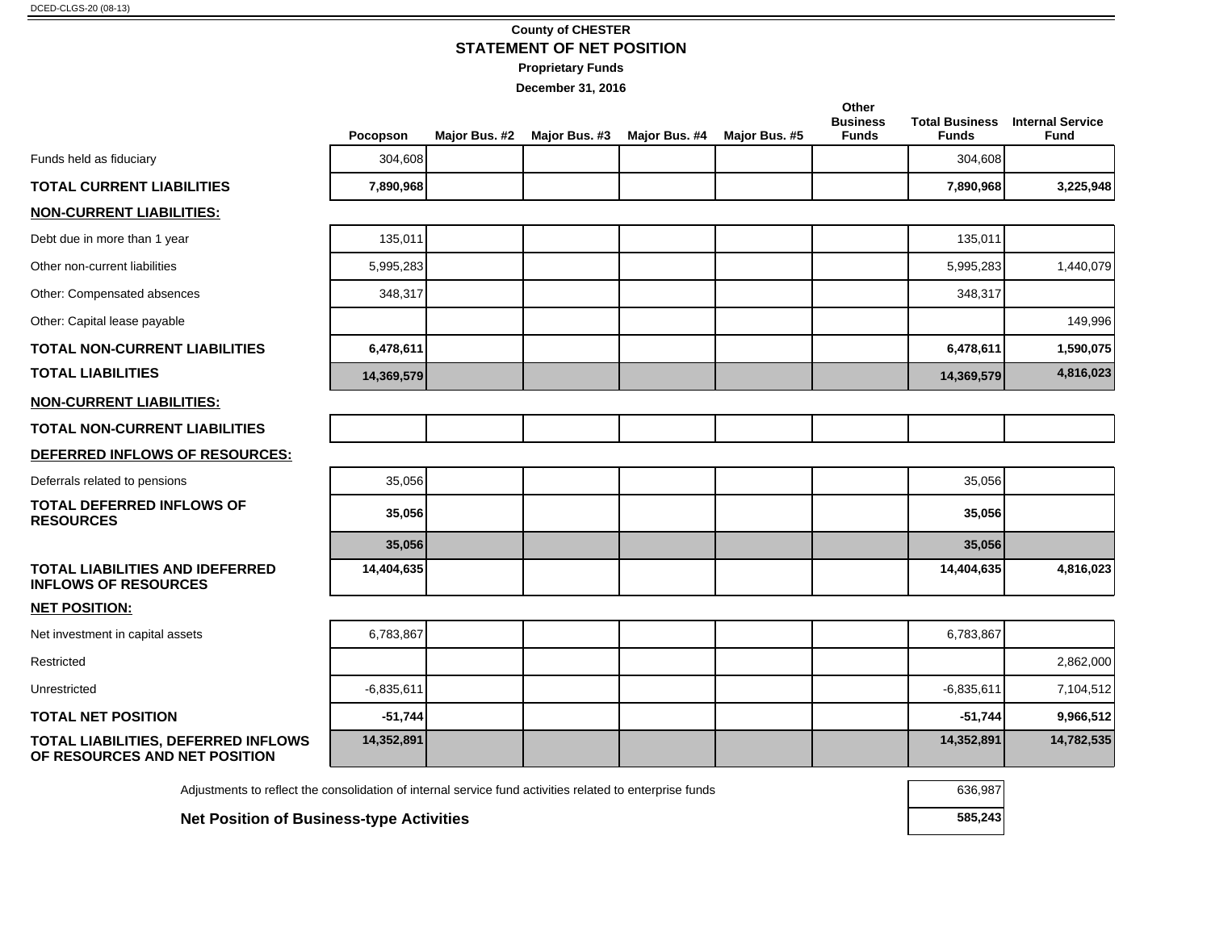DCED-CLGS-20 (08-13)

## County of CHESTER
## STATEMENT OF NET POSITION
**Proprietary Funds**
**December 31, 2016**

| | Pocopson | Major Bus. #2 | Major Bus. #3 | Major Bus. #4 | Major Bus. #5 | Other Business Funds | Total Business Funds | Internal Service Fund |
|---|---|---|---|---|---|---|---|---|
| Funds held as fiduciary | 304,608 | | | | | | 304,608 | |
| **TOTAL CURRENT LIABILITIES** | **7,890,968** | | | | | | **7,890,968** | **3,225,948** |
| **NON-CURRENT LIABILITIES:** | | | | | | | | |
| Debt due in more than 1 year | 135,011 | | | | | | 135,011 | |
| Other non-current liabilities | 5,995,283 | | | | | | 5,995,283 | 1,440,079 |
| Other: Compensated absences | 348,317 | | | | | | 348,317 | |
| Other: Capital lease payable | | | | | | | | 149,996 |
| **TOTAL NON-CURRENT LIABILITIES** | **6,478,611** | | | | | | **6,478,611** | **1,590,075** |
| **TOTAL LIABILITIES** | **14,369,579** | | | | | | **14,369,579** | **4,816,023** |
| **NON-CURRENT LIABILITIES:** | | | | | | | | |
| **TOTAL NON-CURRENT LIABILITIES** | | | | | | | | |
| **DEFERRED INFLOWS OF RESOURCES:** | | | | | | | | |
| Deferrals related to pensions | 35,056 | | | | | | 35,056 | |
| **TOTAL DEFERRED INFLOWS OF RESOURCES** | **35,056** | | | | | | **35,056** | |
| | **35,056** | | | | | | **35,056** | |
| **TOTAL LIABILITIES AND IDEFERRED INFLOWS OF RESOURCES** | **14,404,635** | | | | | | **14,404,635** | **4,816,023** |
| **NET POSITION:** | | | | | | | | |
| Net investment in capital assets | 6,783,867 | | | | | | 6,783,867 | |
| Restricted | | | | | | | | 2,862,000 |
| Unrestricted | -6,835,611 | | | | | | -6,835,611 | 7,104,512 |
| **TOTAL NET POSITION** | **-51,744** | | | | | | **-51,744** | **9,966,512** |
| **TOTAL LIABILITIES, DEFERRED INFLOWS OF RESOURCES AND NET POSITION** | **14,352,891** | | | | | | **14,352,891** | **14,782,535** |

| | |
|---|---|
| Adjustments to reflect the consolidation of internal service fund activities related to enterprise funds | 636,987 |
| **Net Position of Business-type Activities** | **585,243** |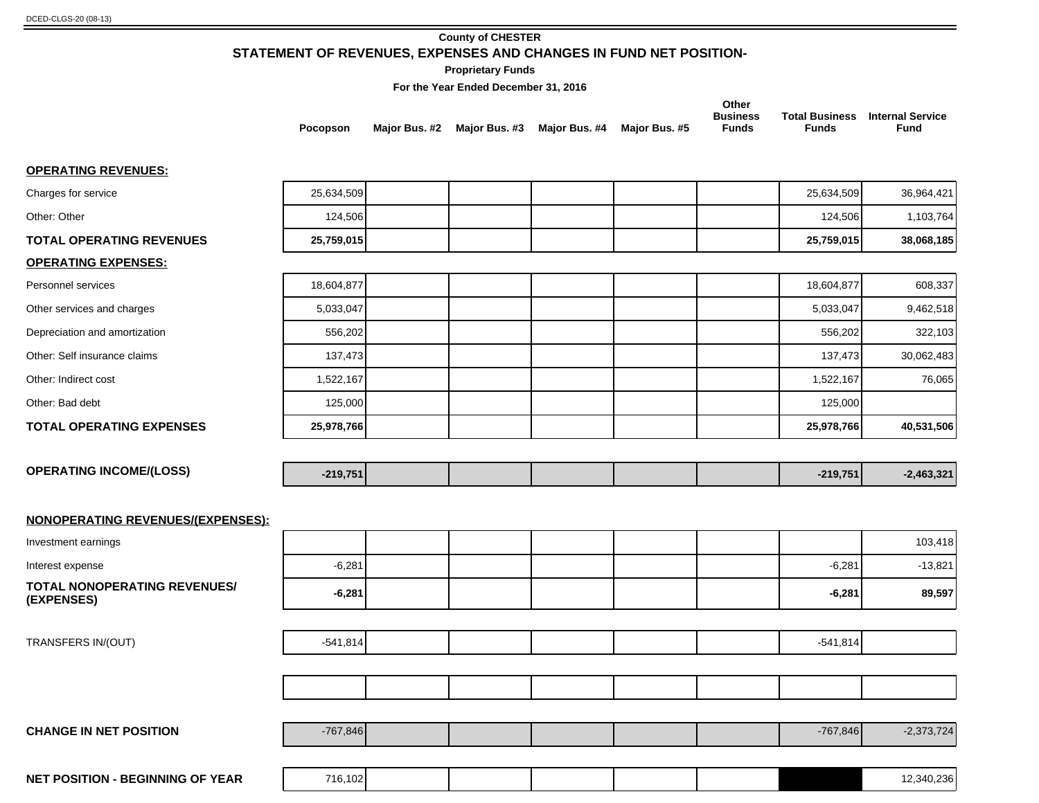DCED-CLGS-20 (08-13)

**County of CHESTER**

## STATEMENT OF REVENUES, EXPENSES AND CHANGES IN FUND NET POSITION-

**Proprietary Funds**

**For the Year Ended December 31, 2016**

| | Pocopson | Major Bus. #2 | Major Bus. #3 | Major Bus. #4 | Major Bus. #5 | Other Business Funds | Total Business Funds | Internal Service Fund |
|---|---|---|---|---|---|---|---|---|
| **OPERATING REVENUES:** | | | | | | | | |
| Charges for service | 25,634,509 | | | | | | 25,634,509 | 36,964,421 |
| Other: Other | 124,506 | | | | | | 124,506 | 1,103,764 |
| **TOTAL OPERATING REVENUES** | **25,759,015** | | | | | | **25,759,015** | **38,068,185** |
| **OPERATING EXPENSES:** | | | | | | | | |
| Personnel services | 18,604,877 | | | | | | 18,604,877 | 608,337 |
| Other services and charges | 5,033,047 | | | | | | 5,033,047 | 9,462,518 |
| Depreciation and amortization | 556,202 | | | | | | 556,202 | 322,103 |
| Other: Self insurance claims | 137,473 | | | | | | 137,473 | 30,062,483 |
| Other: Indirect cost | 1,522,167 | | | | | | 1,522,167 | 76,065 |
| Other: Bad debt | 125,000 | | | | | | 125,000 | |
| **TOTAL OPERATING EXPENSES** | **25,978,766** | | | | | | **25,978,766** | **40,531,506** |
| **OPERATING INCOME/(LOSS)** | **-219,751** | | | | | | **-219,751** | **-2,463,321** |
| **NONOPERATING REVENUES/(EXPENSES):** | | | | | | | | |
| Investment earnings | | | | | | | | 103,418 |
| Interest expense | -6,281 | | | | | | -6,281 | -13,821 |
| **TOTAL NONOPERATING REVENUES/ (EXPENSES)** | **-6,281** | | | | | | **-6,281** | **89,597** |
| TRANSFERS IN/(OUT) | -541,814 | | | | | | -541,814 | |
| | | | | | | | | |
| **CHANGE IN NET POSITION** | -767,846 | | | | | | -767,846 | -2,373,724 |
| **NET POSITION - BEGINNING OF YEAR** | 716,102 | | | | | | | 12,340,236 |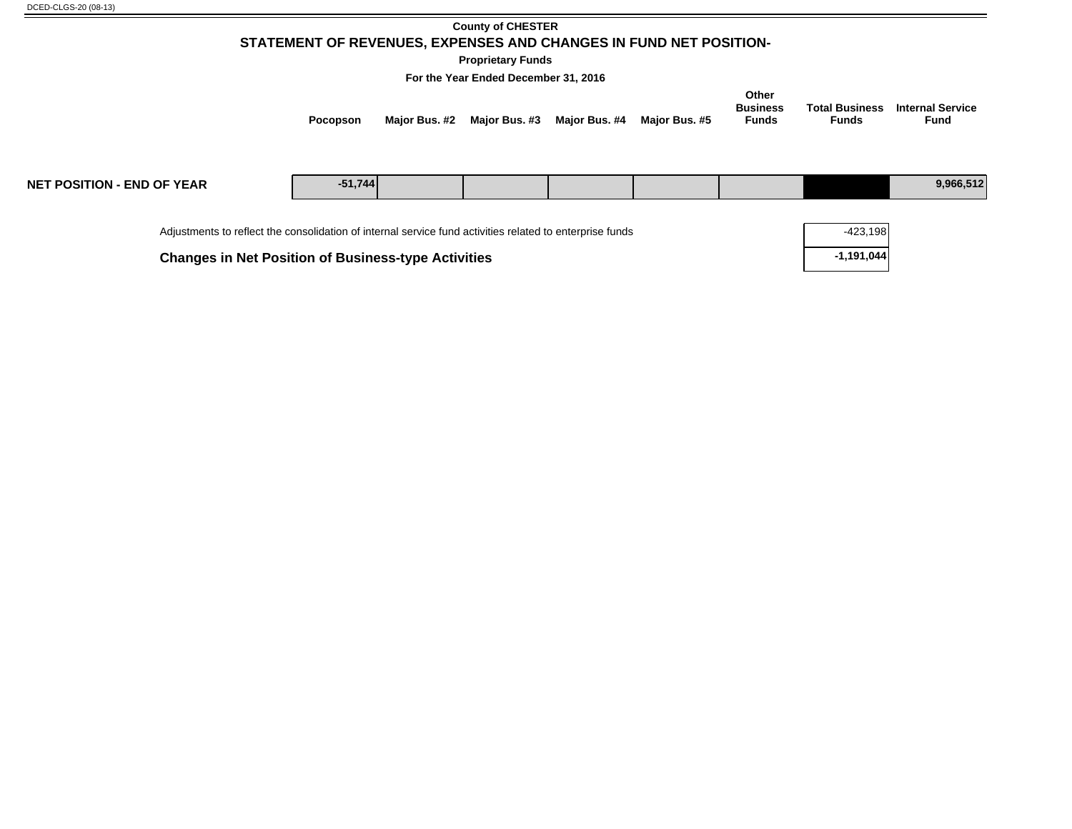**County of CHESTER**

## STATEMENT OF REVENUES, EXPENSES AND CHANGES IN FUND NET POSITION-

**Proprietary Funds**

**For the Year Ended December 31, 2016**

| | Pocopson | Major Bus. #2 | Major Bus. #3 | Major Bus. #4 | Major Bus. #5 | Other Business Funds | Total Business Funds | Internal Service Fund |
|---|---|---|---|---|---|---|---|---|
| **NET POSITION - END OF YEAR** | -51,744 | | | | | | | 9,966,512 |

| | Total Business Funds |
|---|---|
| Adjustments to reflect the consolidation of internal service fund activities related to enterprise funds | -423,198 |
| **Changes in Net Position of Business-type Activities** | **-1,191,044** |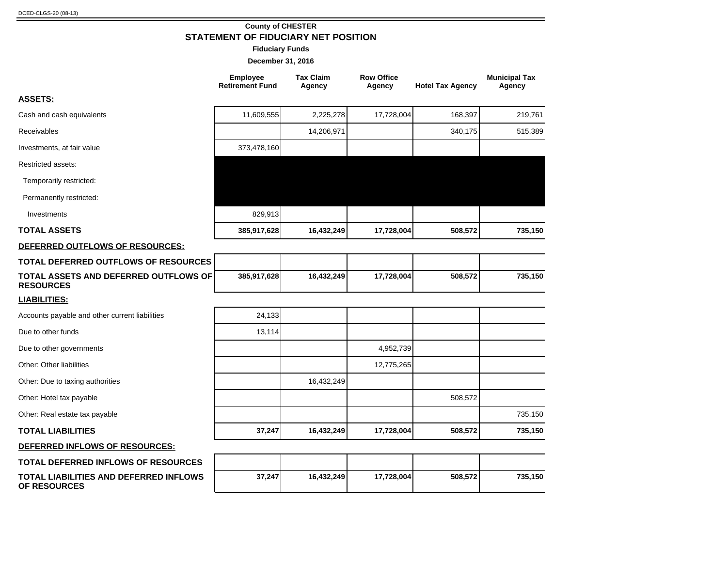DCED-CLGS-20 (08-13)

**County of CHESTER**

## STATEMENT OF FIDUCIARY NET POSITION

**Fiduciary Funds**

**December 31, 2016**

| | Employee Retirement Fund | Tax Claim Agency | Row Office Agency | Hotel Tax Agency | Municipal Tax Agency |
|---|---|---|---|---|---|
| **ASSETS:** | | | | | |
| Cash and cash equivalents | 11,609,555 | 2,225,278 | 17,728,004 | 168,397 | 219,761 |
| Receivables | | 14,206,971 | | 340,175 | 515,389 |
| Investments, at fair value | 373,478,160 | | | | |
| Restricted assets: | | | | | |
| Temporarily restricted: | | | | | |
| Permanently restricted: | | | | | |
| Investments | 829,913 | | | | |
| **TOTAL ASSETS** | **385,917,628** | **16,432,249** | **17,728,004** | **508,572** | **735,150** |
| **DEFERRED OUTFLOWS OF RESOURCES:** | | | | | |
| **TOTAL DEFERRED OUTFLOWS OF RESOURCES** | | | | | |
| **TOTAL ASSETS AND DEFERRED OUTFLOWS OF RESOURCES** | **385,917,628** | **16,432,249** | **17,728,004** | **508,572** | **735,150** |
| **LIABILITIES:** | | | | | |
| Accounts payable and other current liabilities | 24,133 | | | | |
| Due to other funds | 13,114 | | | | |
| Due to other governments | | | 4,952,739 | | |
| Other: Other liabilities | | | 12,775,265 | | |
| Other: Due to taxing authorities | | 16,432,249 | | | |
| Other: Hotel tax payable | | | | 508,572 | |
| Other: Real estate tax payable | | | | | 735,150 |
| **TOTAL LIABILITIES** | **37,247** | **16,432,249** | **17,728,004** | **508,572** | **735,150** |
| **DEFERRED INFLOWS OF RESOURCES:** | | | | | |
| **TOTAL DEFERRED INFLOWS OF RESOURCES** | | | | | |
| **TOTAL LIABILITIES AND DEFERRED INFLOWS OF RESOURCES** | **37,247** | **16,432,249** | **17,728,004** | **508,572** | **735,150** |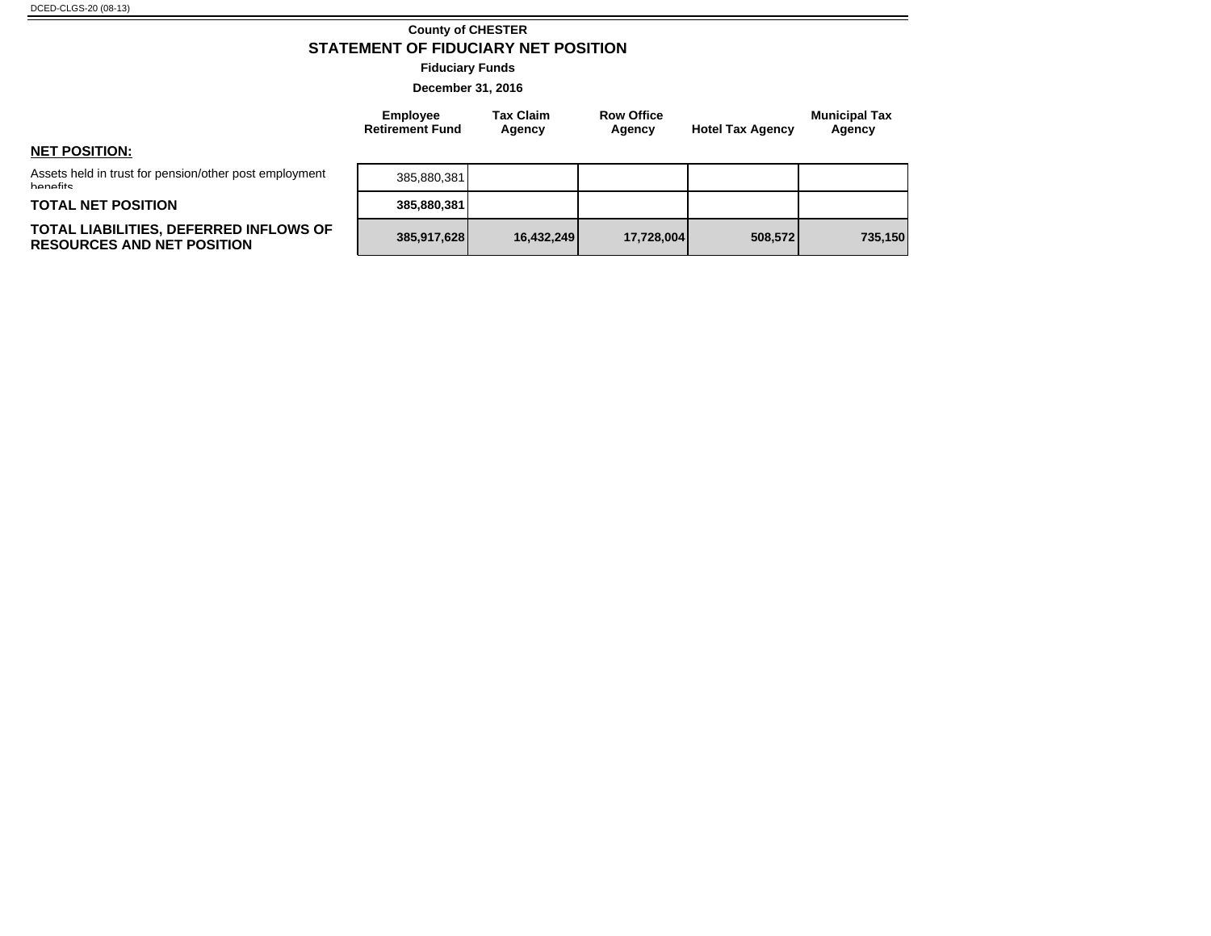DCED-CLGS-20 (08-13)

## County of CHESTER

# STATEMENT OF FIDUCIARY NET POSITION

### Fiduciary Funds

### December 31, 2016

| | Employee Retirement Fund | Tax Claim Agency | Row Office Agency | Hotel Tax Agency | Municipal Tax Agency |
|---|---|---|---|---|---|
| **NET POSITION:** | | | | | |
| Assets held in trust for pension/other post employment benefits | 385,880,381 | | | | |
| **TOTAL NET POSITION** | **385,880,381** | | | | |
| **TOTAL LIABILITIES, DEFERRED INFLOWS OF RESOURCES AND NET POSITION** | **385,917,628** | **16,432,249** | **17,728,004** | **508,572** | **735,150** |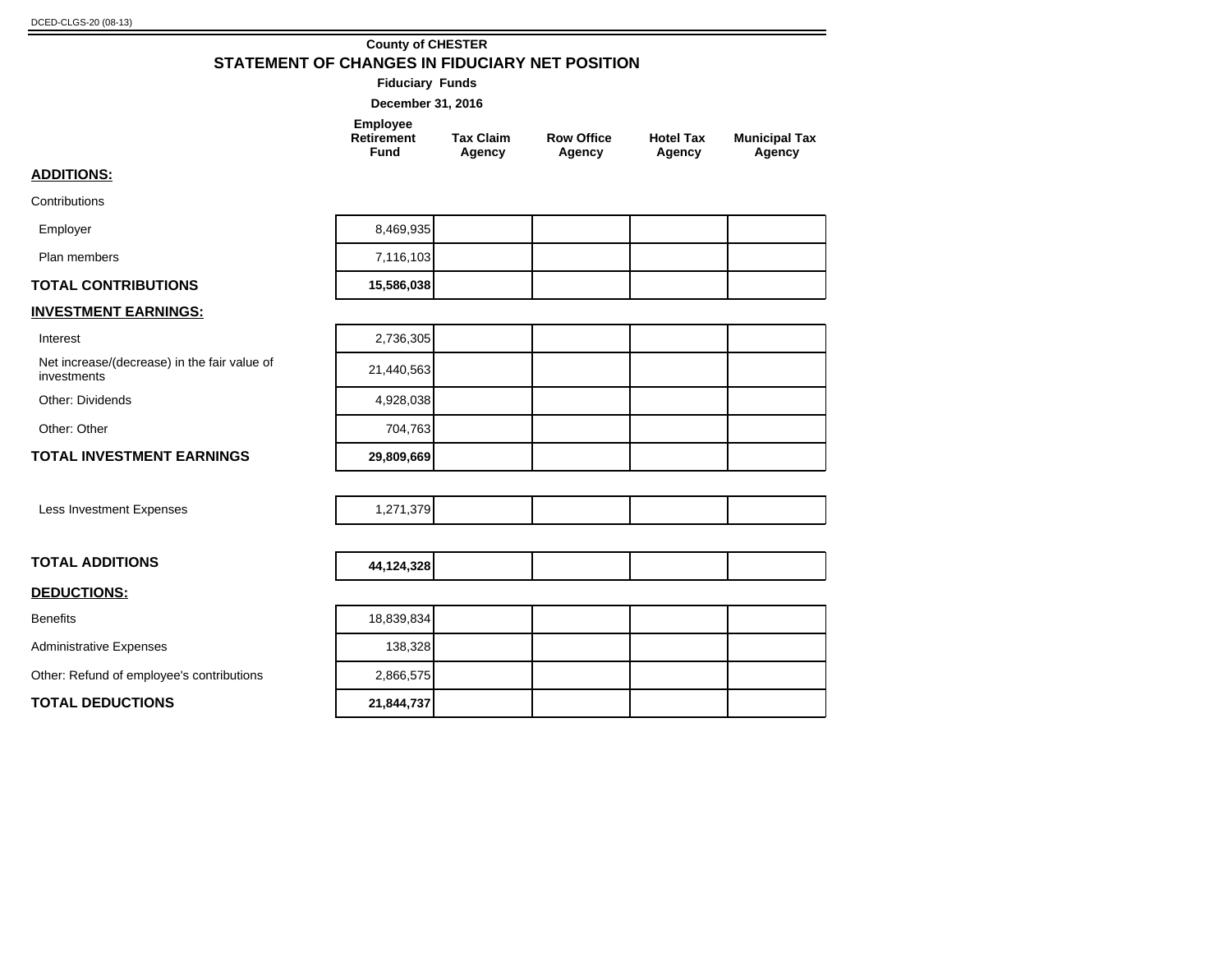DCED-CLGS-20 (08-13)

**County of CHESTER**

## STATEMENT OF CHANGES IN FIDUCIARY NET POSITION

**Fiduciary Funds**

**December 31, 2016**

| | Employee Retirement Fund | Tax Claim Agency | Row Office Agency | Hotel Tax Agency | Municipal Tax Agency |
|---|---|---|---|---|---|
| **ADDITIONS:** | | | | | |
| Contributions | | | | | |
| Employer | 8,469,935 | | | | |
| Plan members | 7,116,103 | | | | |
| **TOTAL CONTRIBUTIONS** | **15,586,038** | | | | |
| **INVESTMENT EARNINGS:** | | | | | |
| Interest | 2,736,305 | | | | |
| Net increase/(decrease) in the fair value of investments | 21,440,563 | | | | |
| Other: Dividends | 4,928,038 | | | | |
| Other: Other | 704,763 | | | | |
| **TOTAL INVESTMENT EARNINGS** | **29,809,669** | | | | |
| Less Investment Expenses | 1,271,379 | | | | |
| **TOTAL ADDITIONS** | **44,124,328** | | | | |
| **DEDUCTIONS:** | | | | | |
| Benefits | 18,839,834 | | | | |
| Administrative Expenses | 138,328 | | | | |
| Other: Refund of employee's contributions | 2,866,575 | | | | |
| **TOTAL DEDUCTIONS** | **21,844,737** | | | | |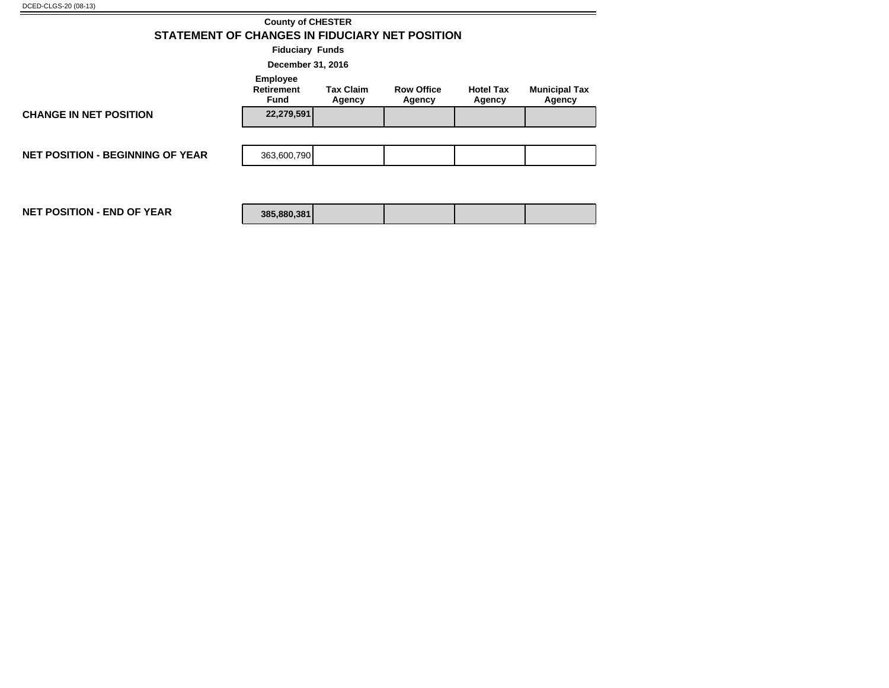DCED-CLGS-20 (08-13)

**County of CHESTER**

## STATEMENT OF CHANGES IN FIDUCIARY NET POSITION

**Fiduciary Funds**

**December 31, 2016**

| | Employee Retirement Fund | Tax Claim Agency | Row Office Agency | Hotel Tax Agency | Municipal Tax Agency |
|---|---|---|---|---|---|
| **CHANGE IN NET POSITION** | **22,279,591** | | | | |
| **NET POSITION - BEGINNING OF YEAR** | 363,600,790 | | | | |
| **NET POSITION - END OF YEAR** | **385,880,381** | | | | |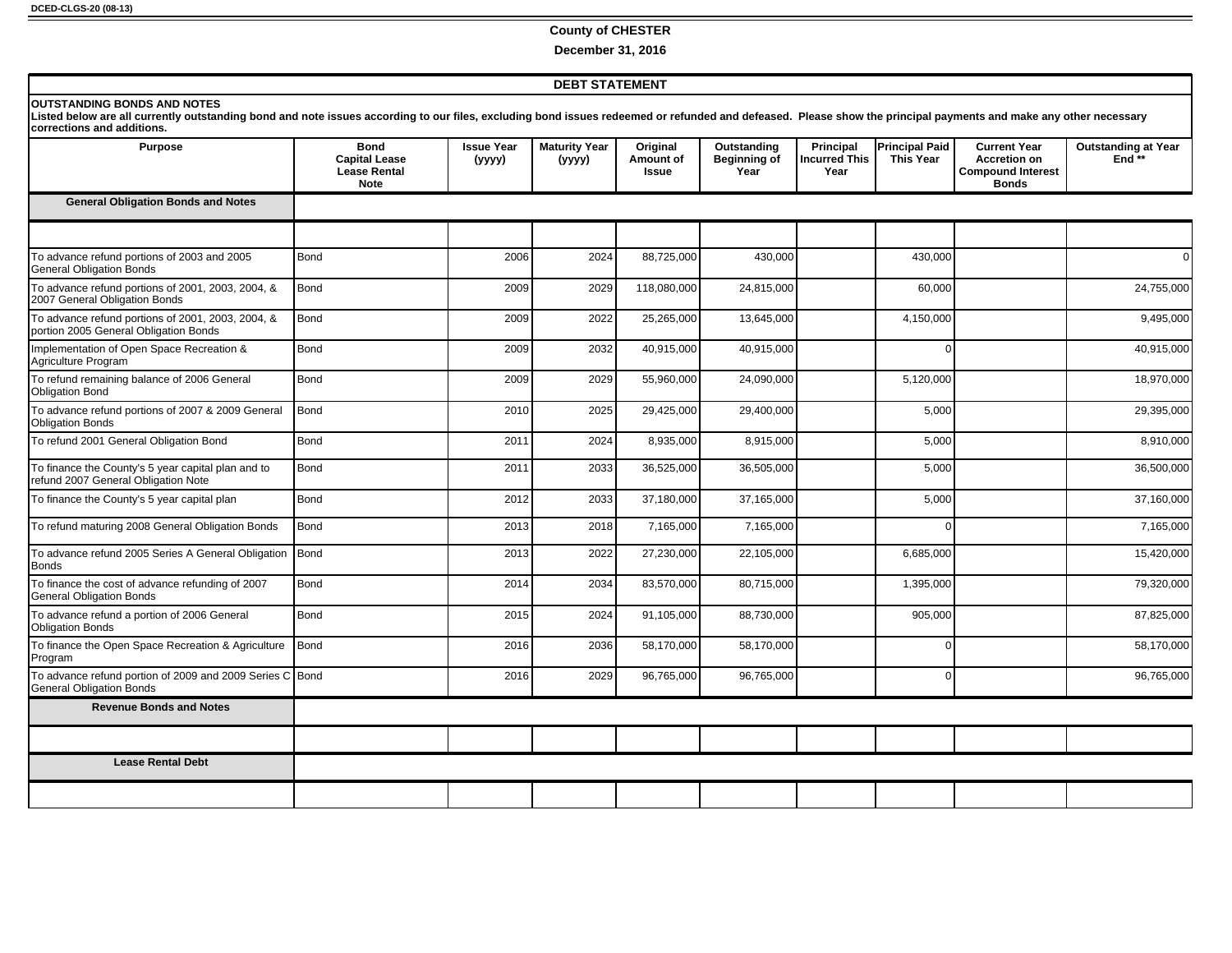DCED-CLGS-20 (08-13)

**County of CHESTER**

**December 31, 2016**

## DEBT STATEMENT

**OUTSTANDING BONDS AND NOTES**

**Listed below are all currently outstanding bond and note issues according to our files, excluding bond issues redeemed or refunded and defeased. Please show the principal payments and make any other necessary corrections and additions.**

| Purpose | Bond Capital Lease Lease Rental Note | Issue Year (yyyy) | Maturity Year (yyyy) | Original Amount of Issue | Outstanding Beginning of Year | Principal Incurred This Year | Principal Paid This Year | Current Year Accretion on Compound Interest Bonds | Outstanding at Year End ** |
|---|---|---|---|---|---|---|---|---|---|
| **General Obligation Bonds and Notes** | | | | | | | | | |
| | | | | | | | | | |
| To advance refund portions of 2003 and 2005 General Obligation Bonds | Bond | 2006 | 2024 | 88,725,000 | 430,000 | | 430,000 | | 0 |
| To advance refund portions of 2001, 2003, 2004, & 2007 General Obligation Bonds | Bond | 2009 | 2029 | 118,080,000 | 24,815,000 | | 60,000 | | 24,755,000 |
| To advance refund portions of 2001, 2003, 2004, & portion 2005 General Obligation Bonds | Bond | 2009 | 2022 | 25,265,000 | 13,645,000 | | 4,150,000 | | 9,495,000 |
| Implementation of Open Space Recreation & Agriculture Program | Bond | 2009 | 2032 | 40,915,000 | 40,915,000 | | 0 | | 40,915,000 |
| To refund remaining balance of 2006 General Obligation Bond | Bond | 2009 | 2029 | 55,960,000 | 24,090,000 | | 5,120,000 | | 18,970,000 |
| To advance refund portions of 2007 & 2009 General Obligation Bonds | Bond | 2010 | 2025 | 29,425,000 | 29,400,000 | | 5,000 | | 29,395,000 |
| To refund 2001 General Obligation Bond | Bond | 2011 | 2024 | 8,935,000 | 8,915,000 | | 5,000 | | 8,910,000 |
| To finance the County's 5 year capital plan and to refund 2007 General Obligation Note | Bond | 2011 | 2033 | 36,525,000 | 36,505,000 | | 5,000 | | 36,500,000 |
| To finance the County's 5 year capital plan | Bond | 2012 | 2033 | 37,180,000 | 37,165,000 | | 5,000 | | 37,160,000 |
| To refund maturing 2008 General Obligation Bonds | Bond | 2013 | 2018 | 7,165,000 | 7,165,000 | | 0 | | 7,165,000 |
| To advance refund 2005 Series A General Obligation Bonds | Bond | 2013 | 2022 | 27,230,000 | 22,105,000 | | 6,685,000 | | 15,420,000 |
| To finance the cost of advance refunding of 2007 General Obligation Bonds | Bond | 2014 | 2034 | 83,570,000 | 80,715,000 | | 1,395,000 | | 79,320,000 |
| To advance refund a portion of 2006 General Obligation Bonds | Bond | 2015 | 2024 | 91,105,000 | 88,730,000 | | 905,000 | | 87,825,000 |
| To finance the Open Space Recreation & Agriculture Program | Bond | 2016 | 2036 | 58,170,000 | 58,170,000 | | 0 | | 58,170,000 |
| To advance refund portion of 2009 and 2009 Series C General Obligation Bonds | Bond | 2016 | 2029 | 96,765,000 | 96,765,000 | | 0 | | 96,765,000 |
| **Revenue Bonds and Notes** | | | | | | | | | |
| | | | | | | | | | |
| **Lease Rental Debt** | | | | | | | | | |
| | | | | | | | | | |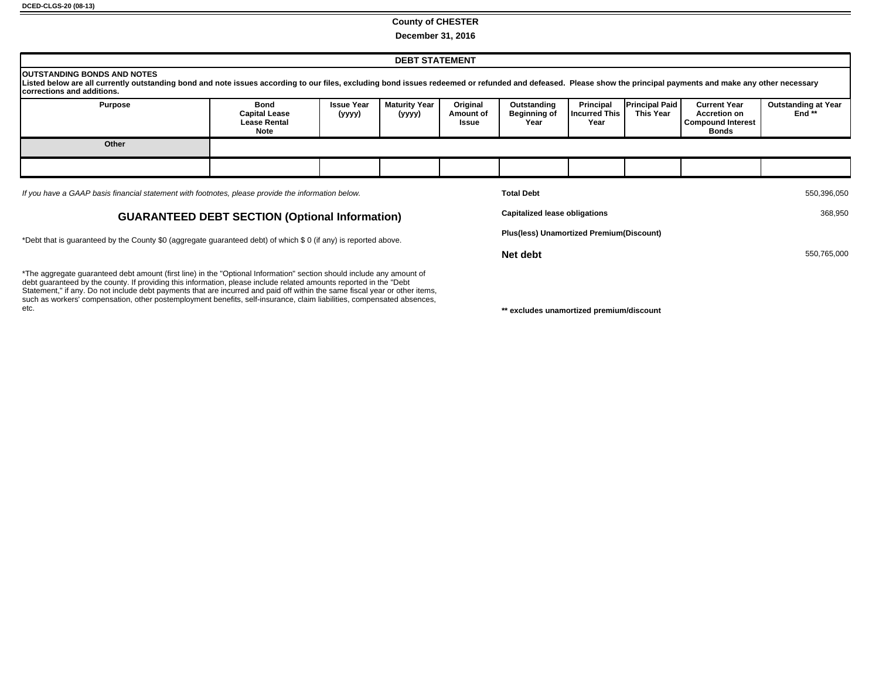DCED-CLGS-20 (08-13)

**County of CHESTER**

**December 31, 2016**

## DEBT STATEMENT

**OUTSTANDING BONDS AND NOTES**
**Listed below are all currently outstanding bond and note issues according to our files, excluding bond issues redeemed or refunded and defeased. Please show the principal payments and make any other necessary corrections and additions.**

| Purpose | Bond Capital Lease Lease Rental Note | Issue Year (yyyy) | Maturity Year (yyyy) | Original Amount of Issue | Outstanding Beginning of Year | Principal Incurred This Year | Principal Paid This Year | Current Year Accretion on Compound Interest Bonds | Outstanding at Year End ** |
|---|---|---|---|---|---|---|---|---|---|
| **Other** | | | | | | | | | |
| | | | | | | | | | |

*If you have a GAAP basis financial statement with footnotes, please provide the information below.*

| | |
|---|---|
| **Total Debt** | 550,396,050 |
| **Capitalized lease obligations** | 368,950 |
| **Plus(less) Unamortized Premium(Discount)** | |
| **Net debt** | 550,765,000 |

## GUARANTEED DEBT SECTION (Optional Information)

*Debt that is guaranteed by the County $0 (aggregate guaranteed debt) of which $ 0 (if any) is reported above.

*The aggregate guaranteed debt amount (first line) in the "Optional Information" section should include any amount of debt guaranteed by the county. If providing this information, please include related amounts reported in the "Debt Statement," if any. Do not include debt payments that are incurred and paid off within the same fiscal year or other items, such as workers' compensation, other postemployment benefits, self-insurance, claim liabilities, compensated absences, etc.

**** excludes unamortized premium/discount**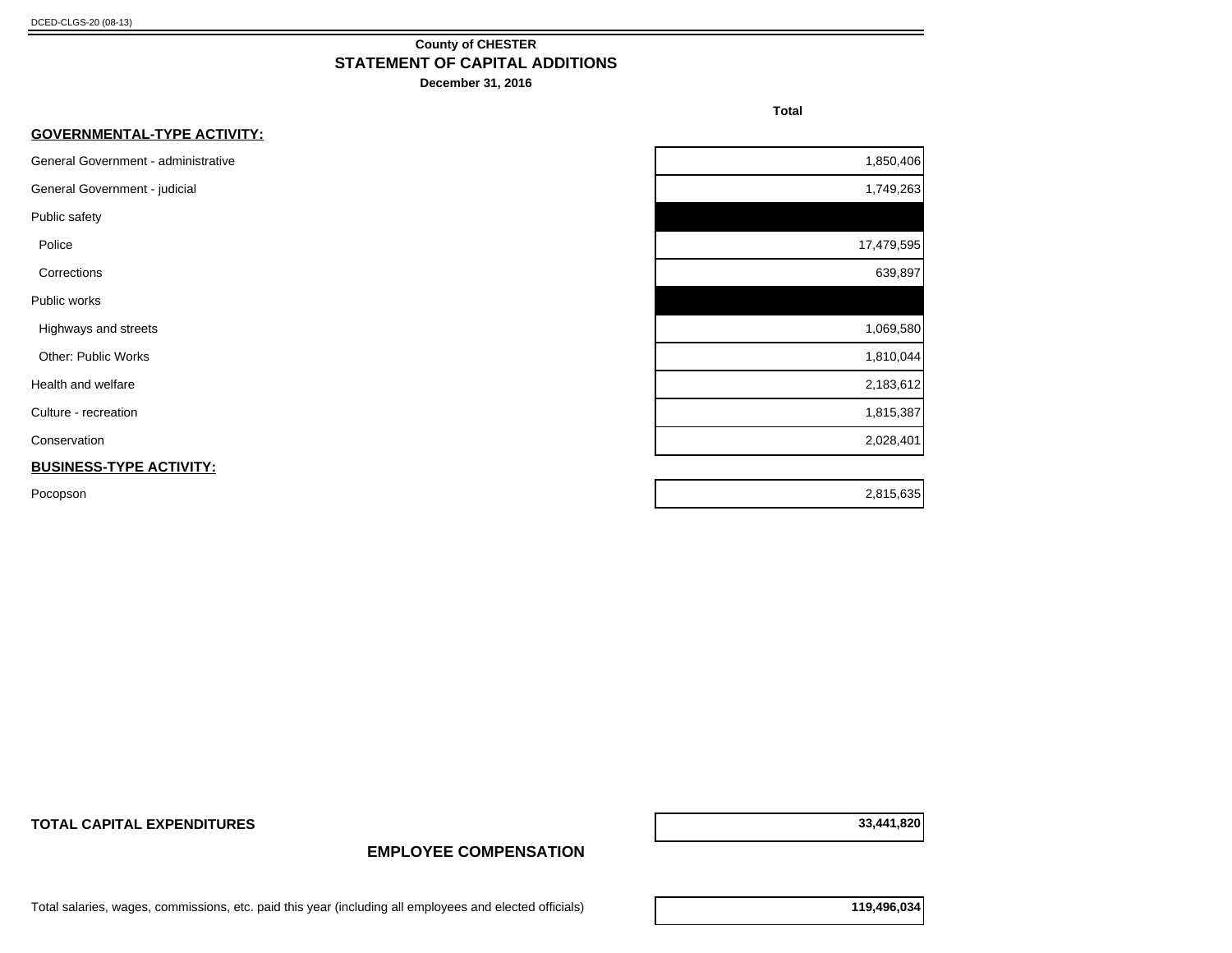DCED-CLGS-20 (08-13)

**County of CHESTER**
## STATEMENT OF CAPITAL ADDITIONS
**December 31, 2016**

| | Total |
|---|---|
| **GOVERNMENTAL-TYPE ACTIVITY:** | |
| General Government - administrative | 1,850,406 |
| General Government - judicial | 1,749,263 |
| Public safety | |
| Police | 17,479,595 |
| Corrections | 639,897 |
| Public works | |
| Highways and streets | 1,069,580 |
| Other: Public Works | 1,810,044 |
| Health and welfare | 2,183,612 |
| Culture - recreation | 1,815,387 |
| Conservation | 2,028,401 |
| **BUSINESS-TYPE ACTIVITY:** | |
| Pocopson | 2,815,635 |
| **TOTAL CAPITAL EXPENDITURES** | **33,441,820** |

## EMPLOYEE COMPENSATION

| | |
|---|---|
| Total salaries, wages, commissions, etc. paid this year (including all employees and elected officials) | **119,496,034** |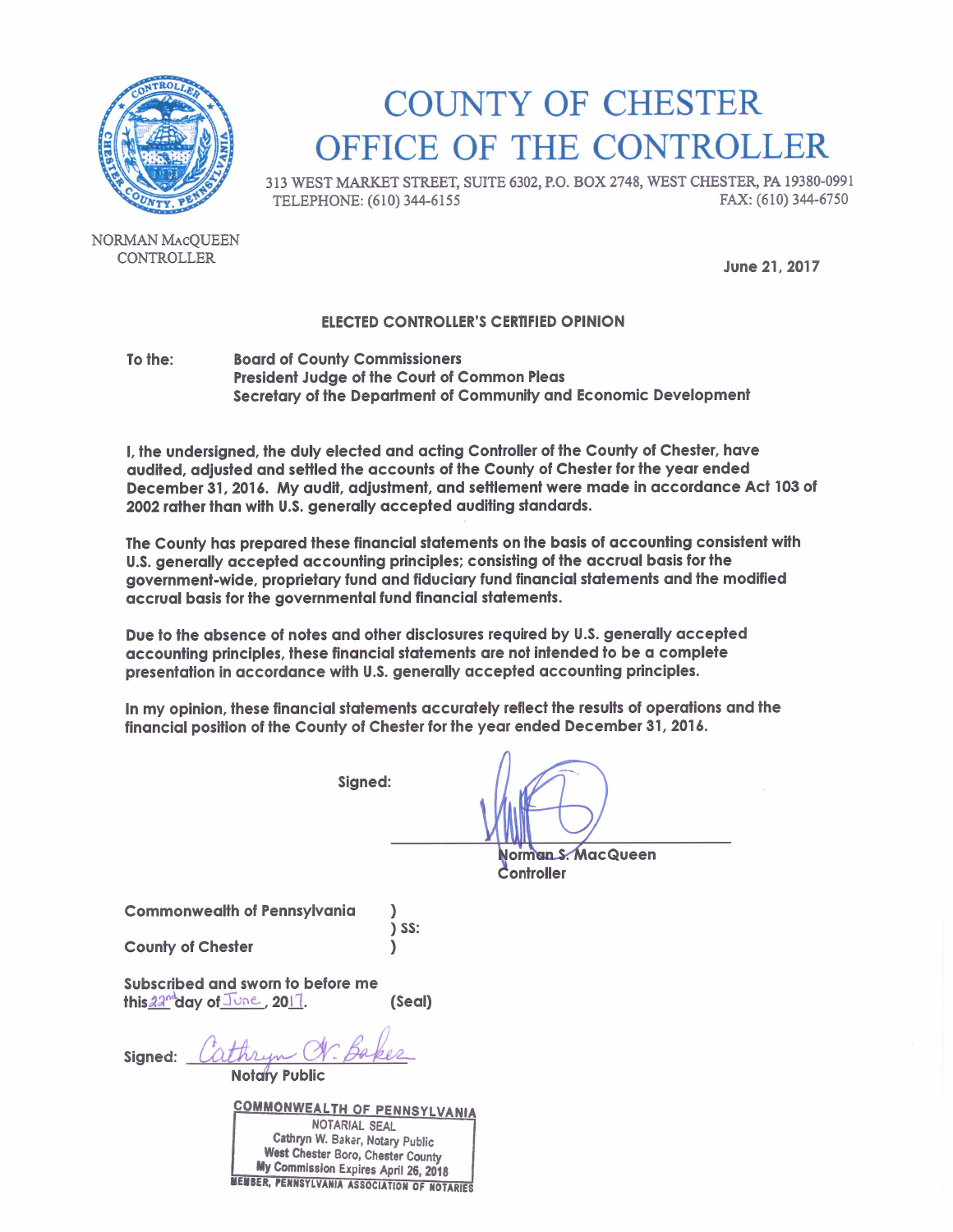# COUNTY OF CHESTER
# OFFICE OF THE CONTROLLER

313 WEST MARKET STREET, SUITE 6302, P.O. BOX 2748, WEST CHESTER, PA 19380-0991
TELEPHONE: (610) 344-6155 FAX: (610) 344-6750

NORMAN MACQUEEN
CONTROLLER

June 21, 2017

**ELECTED CONTROLLER'S CERTIFIED OPINION**

To the: Board of County Commissioners
President Judge of the Court of Common Pleas
Secretary of the Department of Community and Economic Development

I, the undersigned, the duly elected and acting Controller of the County of Chester, have audited, adjusted and settled the accounts of the County of Chester for the year ended December 31, 2016. My audit, adjustment, and settlement were made in accordance Act 103 of 2002 rather than with U.S. generally accepted auditing standards.

The County has prepared these financial statements on the basis of accounting consistent with U.S. generally accepted accounting principles; consisting of the accrual basis for the government-wide, proprietary fund and fiduciary fund financial statements and the modified accrual basis for the governmental fund financial statements.

Due to the absence of notes and other disclosures required by U.S. generally accepted accounting principles, these financial statements are not intended to be a complete presentation in accordance with U.S. generally accepted accounting principles.

In my opinion, these financial statements accurately reflect the results of operations and the financial position of the County of Chester for the year ended December 31, 2016.

Signed: ______________________
Norman S. MacQueen
Controller

Commonwealth of Pennsylvania )
) SS:
County of Chester )

Subscribed and sworn to before me
this 22nd day of June, 2017. (Seal)

Signed: Cathryn W. Baker
Notary Public

COMMONWEALTH OF PENNSYLVANIA
NOTARIAL SEAL
Cathryn W. Baker, Notary Public
West Chester Boro, Chester County
My Commission Expires April 26, 2018
MEMBER, PENNSYLVANIA ASSOCIATION OF NOTARIES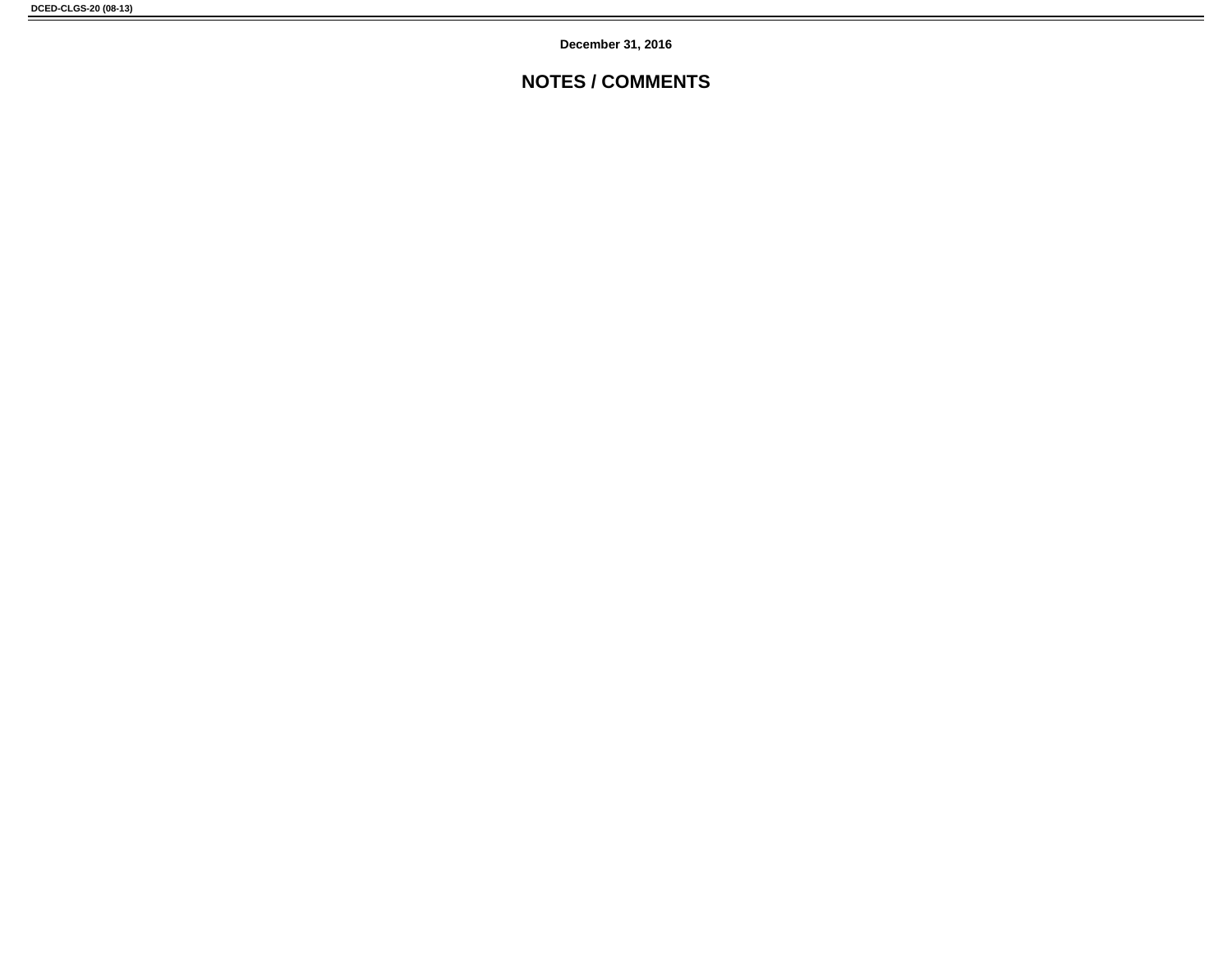December 31, 2016

# NOTES / COMMENTS